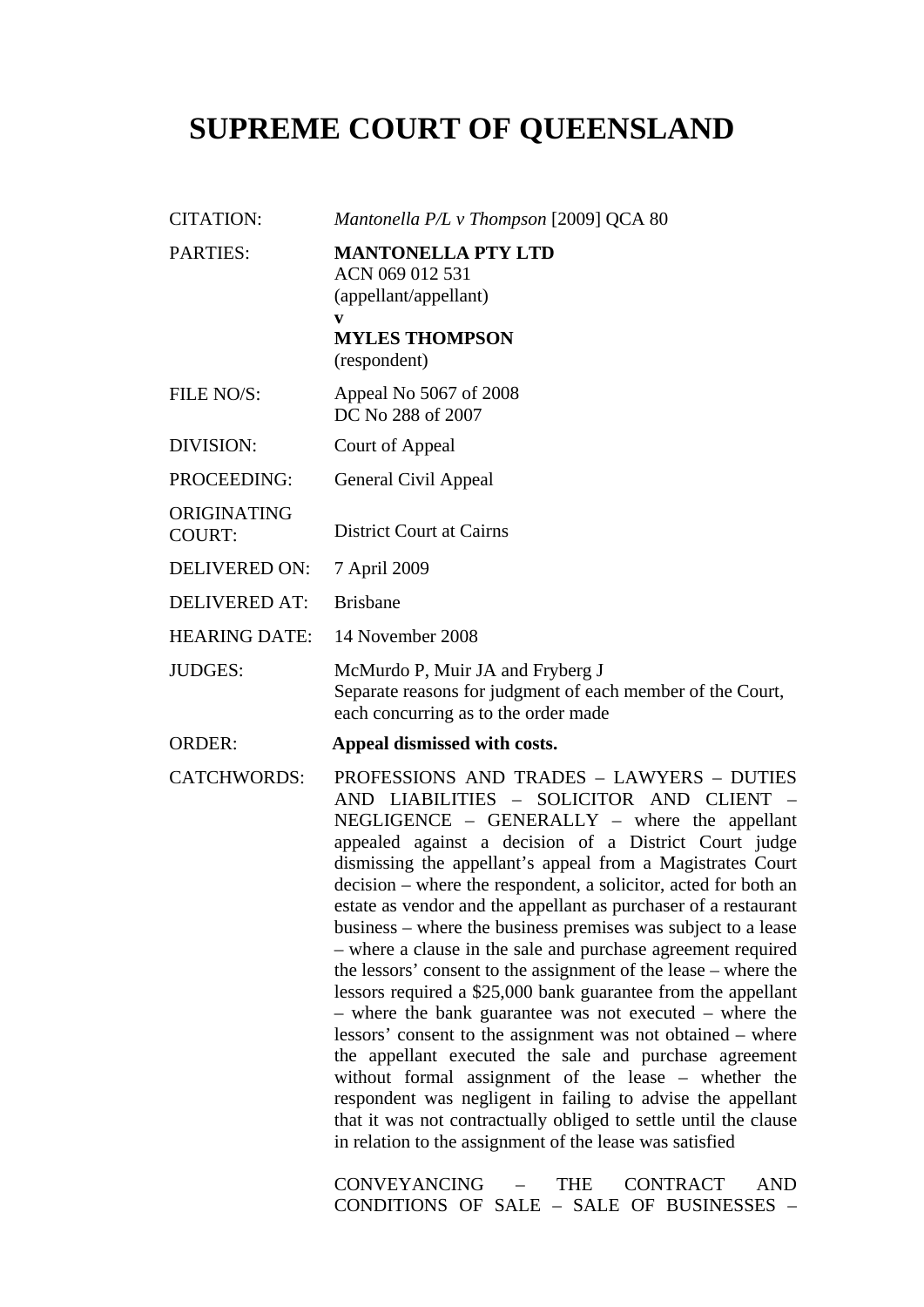# SUPREME COURT OF QUEENSLAND

| | |
|---|---|
| CITATION: | *Mantonella P/L v Thompson* [2009] QCA 80 |
| PARTIES: | **MANTONELLA PTY LTD**<br>ACN 069 012 531<br>(appellant/appellant)<br>**v**<br>**MYLES THOMPSON**<br>(respondent) |
| FILE NO/S: | Appeal No 5067 of 2008<br>DC No 288 of 2007 |
| DIVISION: | Court of Appeal |
| PROCEEDING: | General Civil Appeal |
| ORIGINATING COURT: | District Court at Cairns |
| DELIVERED ON: | 7 April 2009 |
| DELIVERED AT: | Brisbane |
| HEARING DATE: | 14 November 2008 |
| JUDGES: | McMurdo P, Muir JA and Fryberg J<br>Separate reasons for judgment of each member of the Court, each concurring as to the order made |
| ORDER: | **Appeal dismissed with costs.** |
| CATCHWORDS: | PROFESSIONS AND TRADES – LAWYERS – DUTIES AND LIABILITIES – SOLICITOR AND CLIENT – NEGLIGENCE – GENERALLY – where the appellant appealed against a decision of a District Court judge dismissing the appellant's appeal from a Magistrates Court decision – where the respondent, a solicitor, acted for both an estate as vendor and the appellant as purchaser of a restaurant business – where the business premises was subject to a lease – where a clause in the sale and purchase agreement required the lessors' consent to the assignment of the lease – where the lessors required a $25,000 bank guarantee from the appellant – where the bank guarantee was not executed – where the lessors' consent to the assignment was not obtained – where the appellant executed the sale and purchase agreement without formal assignment of the lease – whether the respondent was negligent in failing to advise the appellant that it was not contractually obliged to settle until the clause in relation to the assignment of the lease was satisfied<br><br>CONVEYANCING – THE CONTRACT AND CONDITIONS OF SALE – SALE OF BUSINESSES – |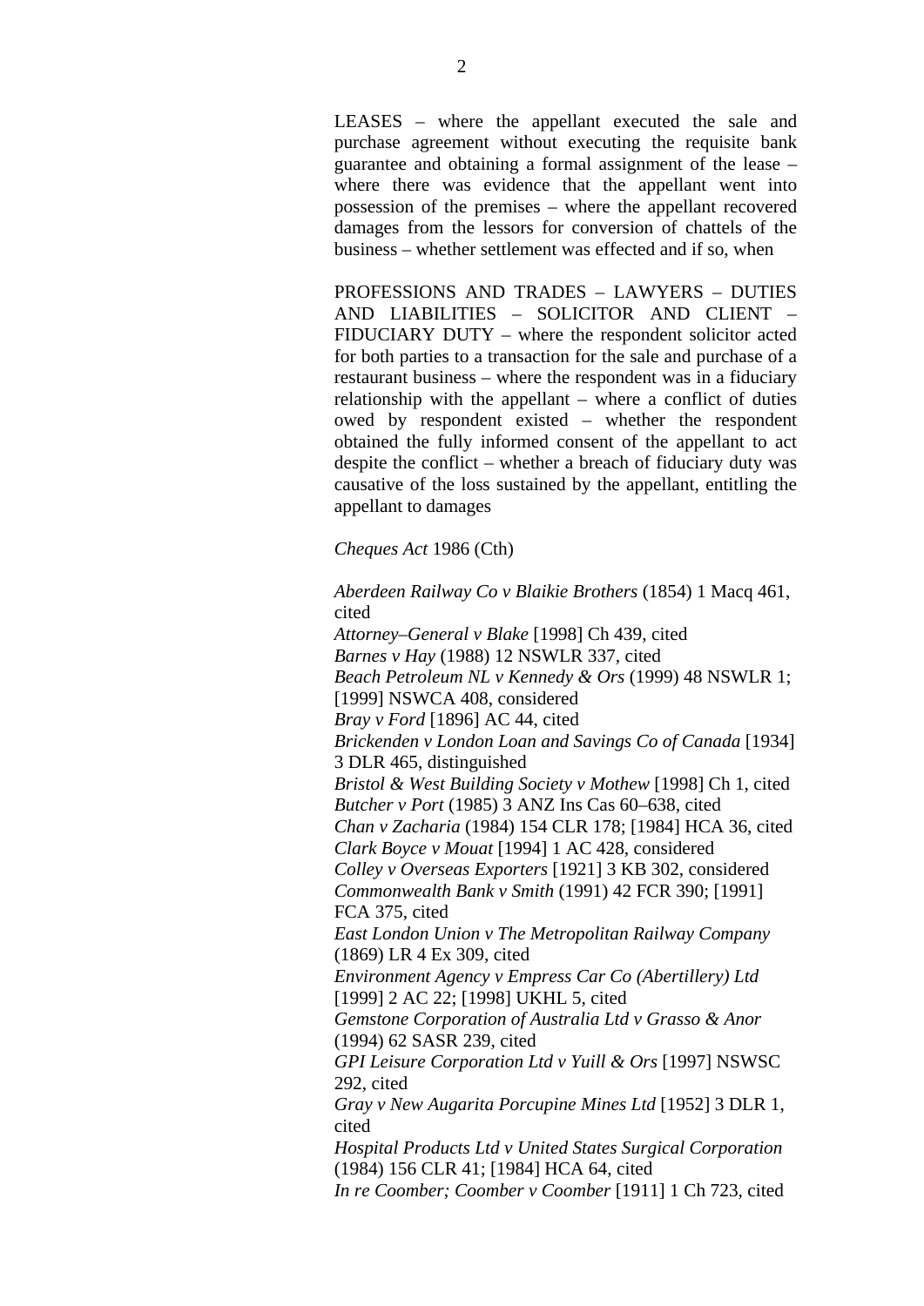LEASES – where the appellant executed the sale and purchase agreement without executing the requisite bank guarantee and obtaining a formal assignment of the lease – where there was evidence that the appellant went into possession of the premises – where the appellant recovered damages from the lessors for conversion of chattels of the business – whether settlement was effected and if so, when

PROFESSIONS AND TRADES – LAWYERS – DUTIES AND LIABILITIES – SOLICITOR AND CLIENT – FIDUCIARY DUTY – where the respondent solicitor acted for both parties to a transaction for the sale and purchase of a restaurant business – where the respondent was in a fiduciary relationship with the appellant – where a conflict of duties owed by respondent existed – whether the respondent obtained the fully informed consent of the appellant to act despite the conflict – whether a breach of fiduciary duty was causative of the loss sustained by the appellant, entitling the appellant to damages

*Cheques Act* 1986 (Cth)

*Aberdeen Railway Co v Blaikie Brothers* (1854) 1 Macq 461, cited
*Attorney–General v Blake* [1998] Ch 439, cited
*Barnes v Hay* (1988) 12 NSWLR 337, cited
*Beach Petroleum NL v Kennedy & Ors* (1999) 48 NSWLR 1; [1999] NSWCA 408, considered
*Bray v Ford* [1896] AC 44, cited
*Brickenden v London Loan and Savings Co of Canada* [1934] 3 DLR 465, distinguished
*Bristol & West Building Society v Mothew* [1998] Ch 1, cited
*Butcher v Port* (1985) 3 ANZ Ins Cas 60–638, cited
*Chan v Zacharia* (1984) 154 CLR 178; [1984] HCA 36, cited
*Clark Boyce v Mouat* [1994] 1 AC 428, considered
*Colley v Overseas Exporters* [1921] 3 KB 302, considered
*Commonwealth Bank v Smith* (1991) 42 FCR 390; [1991] FCA 375, cited
*East London Union v The Metropolitan Railway Company* (1869) LR 4 Ex 309, cited
*Environment Agency v Empress Car Co (Abertillery) Ltd* [1999] 2 AC 22; [1998] UKHL 5, cited
*Gemstone Corporation of Australia Ltd v Grasso & Anor* (1994) 62 SASR 239, cited
*GPI Leisure Corporation Ltd v Yuill & Ors* [1997] NSWSC 292, cited
*Gray v New Augarita Porcupine Mines Ltd* [1952] 3 DLR 1, cited
*Hospital Products Ltd v United States Surgical Corporation* (1984) 156 CLR 41; [1984] HCA 64, cited
*In re Coomber; Coomber v Coomber* [1911] 1 Ch 723, cited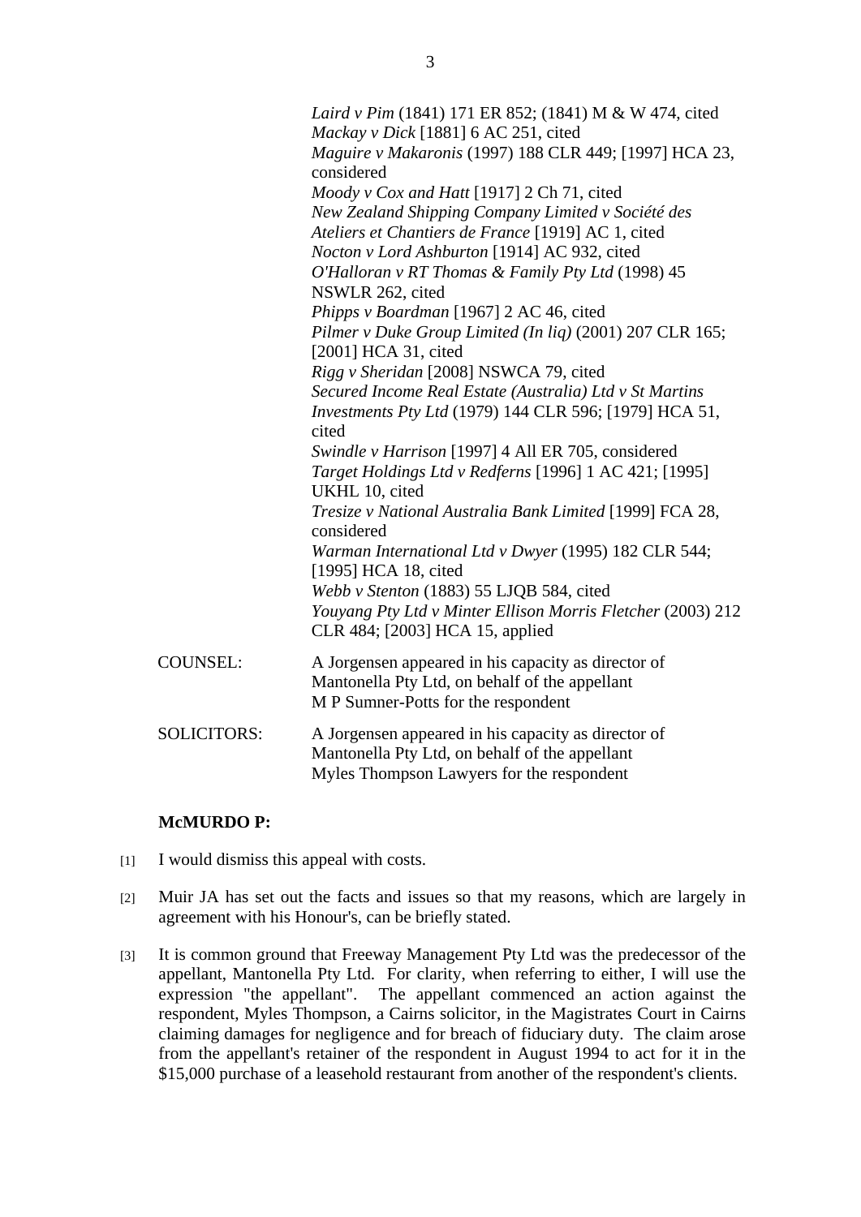*Laird v Pim* (1841) 171 ER 852; (1841) M & W 474, cited
*Mackay v Dick* [1881] 6 AC 251, cited
*Maguire v Makaronis* (1997) 188 CLR 449; [1997] HCA 23, considered
*Moody v Cox and Hatt* [1917] 2 Ch 71, cited
*New Zealand Shipping Company Limited v Société des Ateliers et Chantiers de France* [1919] AC 1, cited
*Nocton v Lord Ashburton* [1914] AC 932, cited
*O'Halloran v RT Thomas & Family Pty Ltd* (1998) 45 NSWLR 262, cited
*Phipps v Boardman* [1967] 2 AC 46, cited
*Pilmer v Duke Group Limited (In liq)* (2001) 207 CLR 165; [2001] HCA 31, cited
*Rigg v Sheridan* [2008] NSWCA 79, cited
*Secured Income Real Estate (Australia) Ltd v St Martins Investments Pty Ltd* (1979) 144 CLR 596; [1979] HCA 51, cited
*Swindle v Harrison* [1997] 4 All ER 705, considered
*Target Holdings Ltd v Redferns* [1996] 1 AC 421; [1995] UKHL 10, cited
*Tresize v National Australia Bank Limited* [1999] FCA 28, considered
*Warman International Ltd v Dwyer* (1995) 182 CLR 544; [1995] HCA 18, cited
*Webb v Stenton* (1883) 55 LJQB 584, cited
*Youyang Pty Ltd v Minter Ellison Morris Fletcher* (2003) 212 CLR 484; [2003] HCA 15, applied

COUNSEL: A Jorgensen appeared in his capacity as director of Mantonella Pty Ltd, on behalf of the appellant
M P Sumner-Potts for the respondent

SOLICITORS: A Jorgensen appeared in his capacity as director of Mantonella Pty Ltd, on behalf of the appellant
Myles Thompson Lawyers for the respondent

**McMURDO P:**

[1] I would dismiss this appeal with costs.

[2] Muir JA has set out the facts and issues so that my reasons, which are largely in agreement with his Honour's, can be briefly stated.

[3] It is common ground that Freeway Management Pty Ltd was the predecessor of the appellant, Mantonella Pty Ltd. For clarity, when referring to either, I will use the expression "the appellant". The appellant commenced an action against the respondent, Myles Thompson, a Cairns solicitor, in the Magistrates Court in Cairns claiming damages for negligence and for breach of fiduciary duty. The claim arose from the appellant's retainer of the respondent in August 1994 to act for it in the $15,000 purchase of a leasehold restaurant from another of the respondent's clients.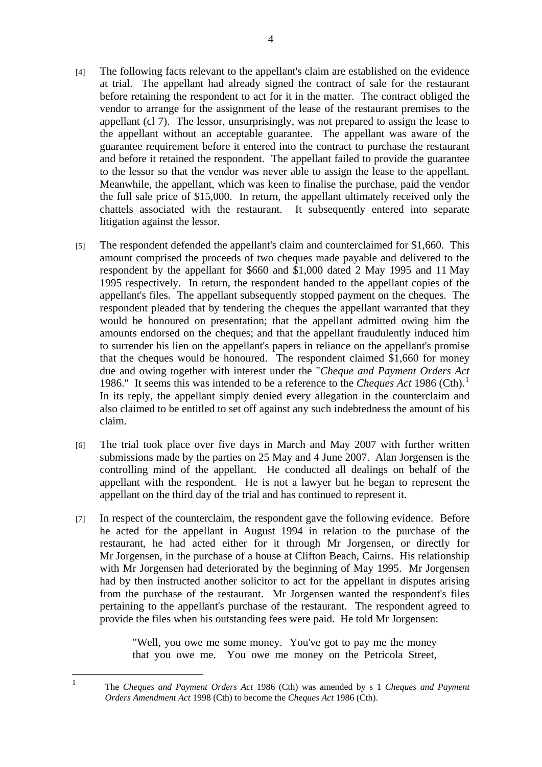[4] The following facts relevant to the appellant's claim are established on the evidence at trial. The appellant had already signed the contract of sale for the restaurant before retaining the respondent to act for it in the matter. The contract obliged the vendor to arrange for the assignment of the lease of the restaurant premises to the appellant (cl 7). The lessor, unsurprisingly, was not prepared to assign the lease to the appellant without an acceptable guarantee. The appellant was aware of the guarantee requirement before it entered into the contract to purchase the restaurant and before it retained the respondent. The appellant failed to provide the guarantee to the lessor so that the vendor was never able to assign the lease to the appellant. Meanwhile, the appellant, which was keen to finalise the purchase, paid the vendor the full sale price of $15,000. In return, the appellant ultimately received only the chattels associated with the restaurant. It subsequently entered into separate litigation against the lessor.

[5] The respondent defended the appellant's claim and counterclaimed for $1,660. This amount comprised the proceeds of two cheques made payable and delivered to the respondent by the appellant for $660 and $1,000 dated 2 May 1995 and 11 May 1995 respectively. In return, the respondent handed to the appellant copies of the appellant's files. The appellant subsequently stopped payment on the cheques. The respondent pleaded that by tendering the cheques the appellant warranted that they would be honoured on presentation; that the appellant admitted owing him the amounts endorsed on the cheques; and that the appellant fraudulently induced him to surrender his lien on the appellant's papers in reliance on the appellant's promise that the cheques would be honoured. The respondent claimed $1,660 for money due and owing together with interest under the "*Cheque and Payment Orders Act* 1986." It seems this was intended to be a reference to the *Cheques Act* 1986 (Cth).[1] In its reply, the appellant simply denied every allegation in the counterclaim and also claimed to be entitled to set off against any such indebtedness the amount of his claim.

[6] The trial took place over five days in March and May 2007 with further written submissions made by the parties on 25 May and 4 June 2007. Alan Jorgensen is the controlling mind of the appellant. He conducted all dealings on behalf of the appellant with the respondent. He is not a lawyer but he began to represent the appellant on the third day of the trial and has continued to represent it.

[7] In respect of the counterclaim, the respondent gave the following evidence. Before he acted for the appellant in August 1994 in relation to the purchase of the restaurant, he had acted either for it through Mr Jorgensen, or directly for Mr Jorgensen, in the purchase of a house at Clifton Beach, Cairns. His relationship with Mr Jorgensen had deteriorated by the beginning of May 1995. Mr Jorgensen had by then instructed another solicitor to act for the appellant in disputes arising from the purchase of the restaurant. Mr Jorgensen wanted the respondent's files pertaining to the appellant's purchase of the restaurant. The respondent agreed to provide the files when his outstanding fees were paid. He told Mr Jorgensen:

> "Well, you owe me some money. You've got to pay me the money that you owe me. You owe me money on the Petricola Street,

---

[1] The *Cheques and Payment Orders Act* 1986 (Cth) was amended by s 1 *Cheques and Payment Orders Amendment Act* 1998 (Cth) to become the *Cheques Act* 1986 (Cth).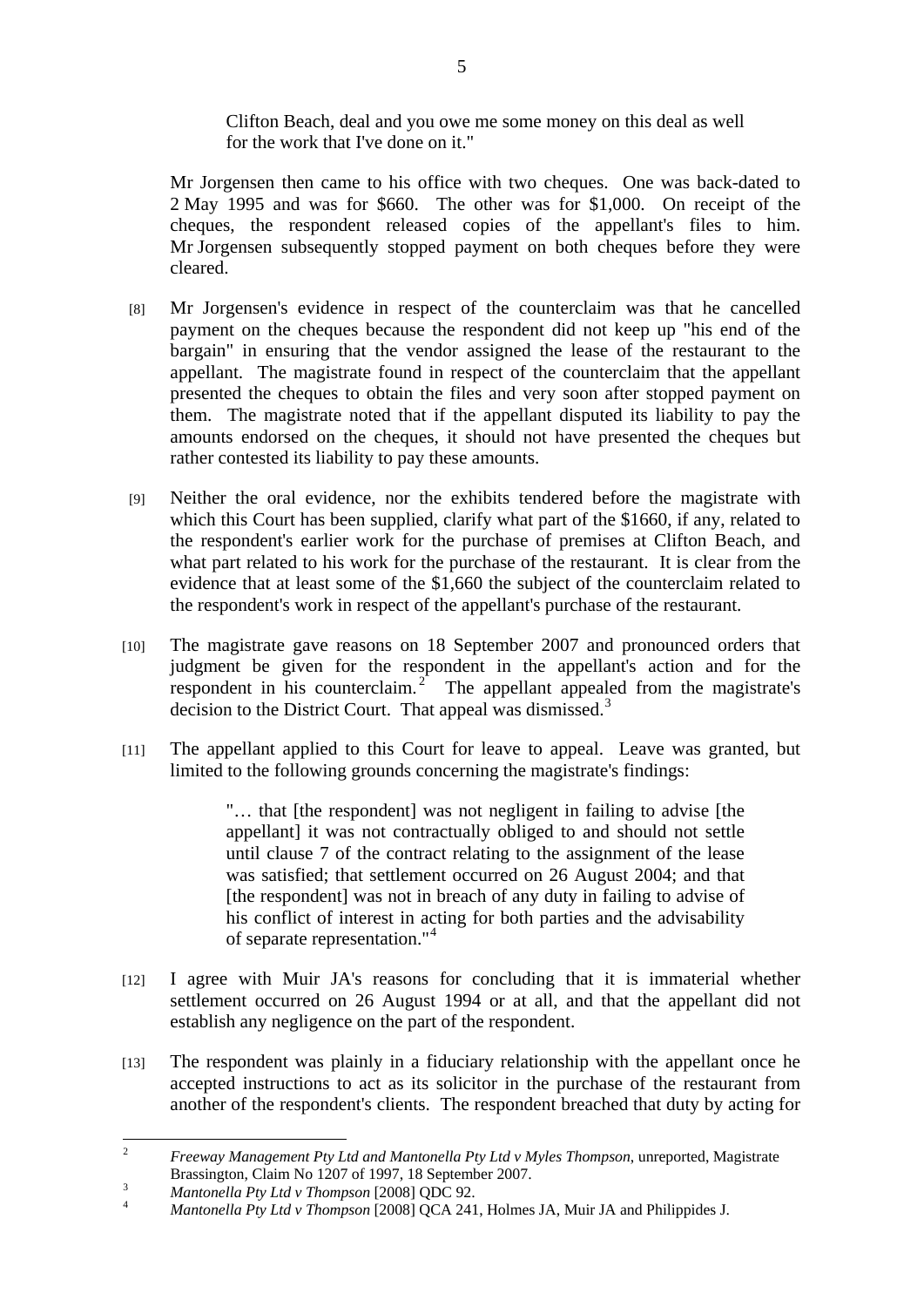> Clifton Beach, deal and you owe me some money on this deal as well for the work that I've done on it."

Mr Jorgensen then came to his office with two cheques. One was back-dated to 2 May 1995 and was for $660. The other was for $1,000. On receipt of the cheques, the respondent released copies of the appellant's files to him. Mr Jorgensen subsequently stopped payment on both cheques before they were cleared.

[8] Mr Jorgensen's evidence in respect of the counterclaim was that he cancelled payment on the cheques because the respondent did not keep up "his end of the bargain" in ensuring that the vendor assigned the lease of the restaurant to the appellant. The magistrate found in respect of the counterclaim that the appellant presented the cheques to obtain the files and very soon after stopped payment on them. The magistrate noted that if the appellant disputed its liability to pay the amounts endorsed on the cheques, it should not have presented the cheques but rather contested its liability to pay these amounts.

[9] Neither the oral evidence, nor the exhibits tendered before the magistrate with which this Court has been supplied, clarify what part of the $1660, if any, related to the respondent's earlier work for the purchase of premises at Clifton Beach, and what part related to his work for the purchase of the restaurant. It is clear from the evidence that at least some of the $1,660 the subject of the counterclaim related to the respondent's work in respect of the appellant's purchase of the restaurant.

[10] The magistrate gave reasons on 18 September 2007 and pronounced orders that judgment be given for the respondent in the appellant's action and for the respondent in his counterclaim.[2] The appellant appealed from the magistrate's decision to the District Court. That appeal was dismissed.[3]

[11] The appellant applied to this Court for leave to appeal. Leave was granted, but limited to the following grounds concerning the magistrate's findings:

> "… that [the respondent] was not negligent in failing to advise [the appellant] it was not contractually obliged to and should not settle until clause 7 of the contract relating to the assignment of the lease was satisfied; that settlement occurred on 26 August 2004; and that [the respondent] was not in breach of any duty in failing to advise of his conflict of interest in acting for both parties and the advisability of separate representation."[4]

[12] I agree with Muir JA's reasons for concluding that it is immaterial whether settlement occurred on 26 August 1994 or at all, and that the appellant did not establish any negligence on the part of the respondent.

[13] The respondent was plainly in a fiduciary relationship with the appellant once he accepted instructions to act as its solicitor in the purchase of the restaurant from another of the respondent's clients. The respondent breached that duty by acting for

---

[2] *Freeway Management Pty Ltd and Mantonella Pty Ltd v Myles Thompson*, unreported, Magistrate Brassington, Claim No 1207 of 1997, 18 September 2007.

[3] *Mantonella Pty Ltd v Thompson* [2008] QDC 92.

[4] *Mantonella Pty Ltd v Thompson* [2008] QCA 241, Holmes JA, Muir JA and Philippides J.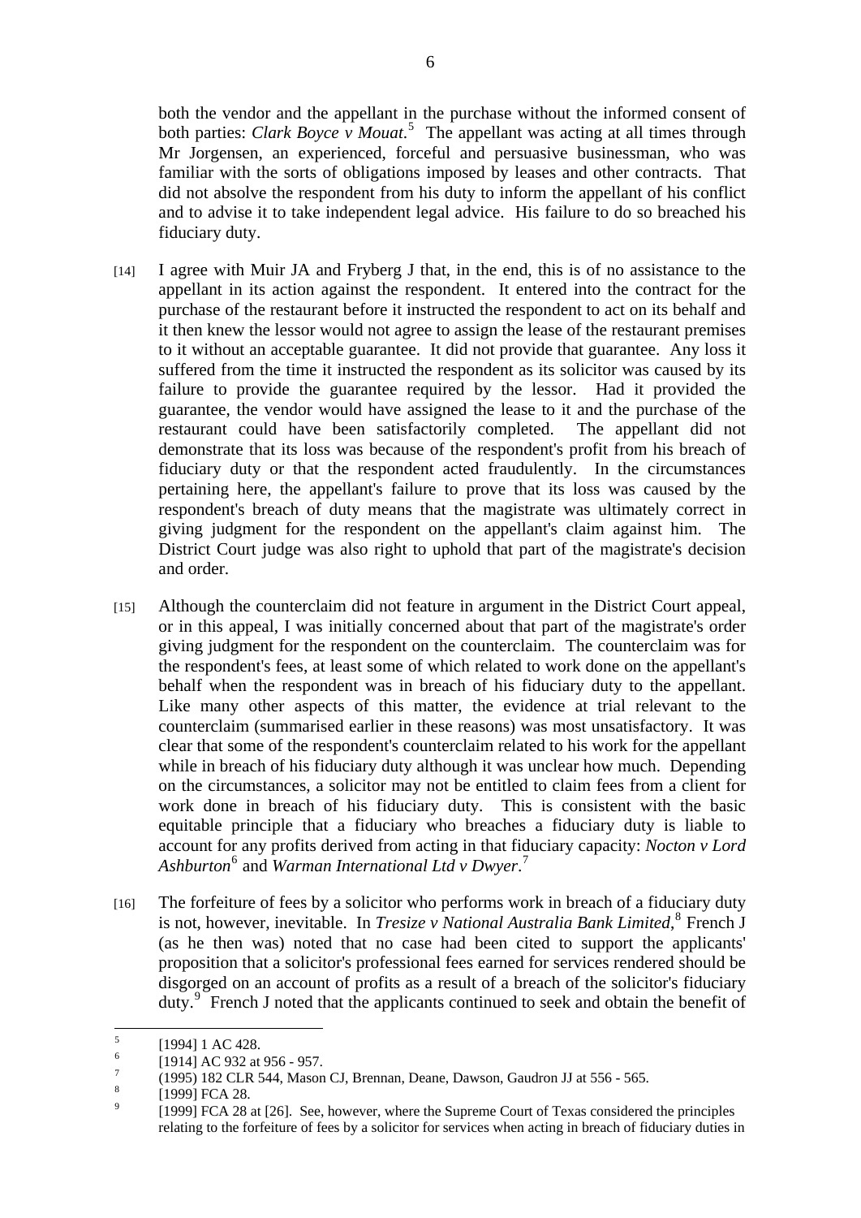both the vendor and the appellant in the purchase without the informed consent of both parties: *Clark Boyce v Mouat*.[5] The appellant was acting at all times through Mr Jorgensen, an experienced, forceful and persuasive businessman, who was familiar with the sorts of obligations imposed by leases and other contracts. That did not absolve the respondent from his duty to inform the appellant of his conflict and to advise it to take independent legal advice. His failure to do so breached his fiduciary duty.

[14] I agree with Muir JA and Fryberg J that, in the end, this is of no assistance to the appellant in its action against the respondent. It entered into the contract for the purchase of the restaurant before it instructed the respondent to act on its behalf and it then knew the lessor would not agree to assign the lease of the restaurant premises to it without an acceptable guarantee. It did not provide that guarantee. Any loss it suffered from the time it instructed the respondent as its solicitor was caused by its failure to provide the guarantee required by the lessor. Had it provided the guarantee, the vendor would have assigned the lease to it and the purchase of the restaurant could have been satisfactorily completed. The appellant did not demonstrate that its loss was because of the respondent's profit from his breach of fiduciary duty or that the respondent acted fraudulently. In the circumstances pertaining here, the appellant's failure to prove that its loss was caused by the respondent's breach of duty means that the magistrate was ultimately correct in giving judgment for the respondent on the appellant's claim against him. The District Court judge was also right to uphold that part of the magistrate's decision and order.

[15] Although the counterclaim did not feature in argument in the District Court appeal, or in this appeal, I was initially concerned about that part of the magistrate's order giving judgment for the respondent on the counterclaim. The counterclaim was for the respondent's fees, at least some of which related to work done on the appellant's behalf when the respondent was in breach of his fiduciary duty to the appellant. Like many other aspects of this matter, the evidence at trial relevant to the counterclaim (summarised earlier in these reasons) was most unsatisfactory. It was clear that some of the respondent's counterclaim related to his work for the appellant while in breach of his fiduciary duty although it was unclear how much. Depending on the circumstances, a solicitor may not be entitled to claim fees from a client for work done in breach of his fiduciary duty. This is consistent with the basic equitable principle that a fiduciary who breaches a fiduciary duty is liable to account for any profits derived from acting in that fiduciary capacity: *Nocton v Lord Ashburton*[6] and *Warman International Ltd v Dwyer*.[7]

[16] The forfeiture of fees by a solicitor who performs work in breach of a fiduciary duty is not, however, inevitable. In *Tresize v National Australia Bank Limited*,[8] French J (as he then was) noted that no case had been cited to support the applicants' proposition that a solicitor's professional fees earned for services rendered should be disgorged on an account of profits as a result of a breach of the solicitor's fiduciary duty.[9] French J noted that the applicants continued to seek and obtain the benefit of

---

[5] [1994] 1 AC 428.

[6] [1914] AC 932 at 956 - 957.

[7] (1995) 182 CLR 544, Mason CJ, Brennan, Deane, Dawson, Gaudron JJ at 556 - 565.

[8] [1999] FCA 28.

[9] [1999] FCA 28 at [26]. See, however, where the Supreme Court of Texas considered the principles relating to the forfeiture of fees by a solicitor for services when acting in breach of fiduciary duties in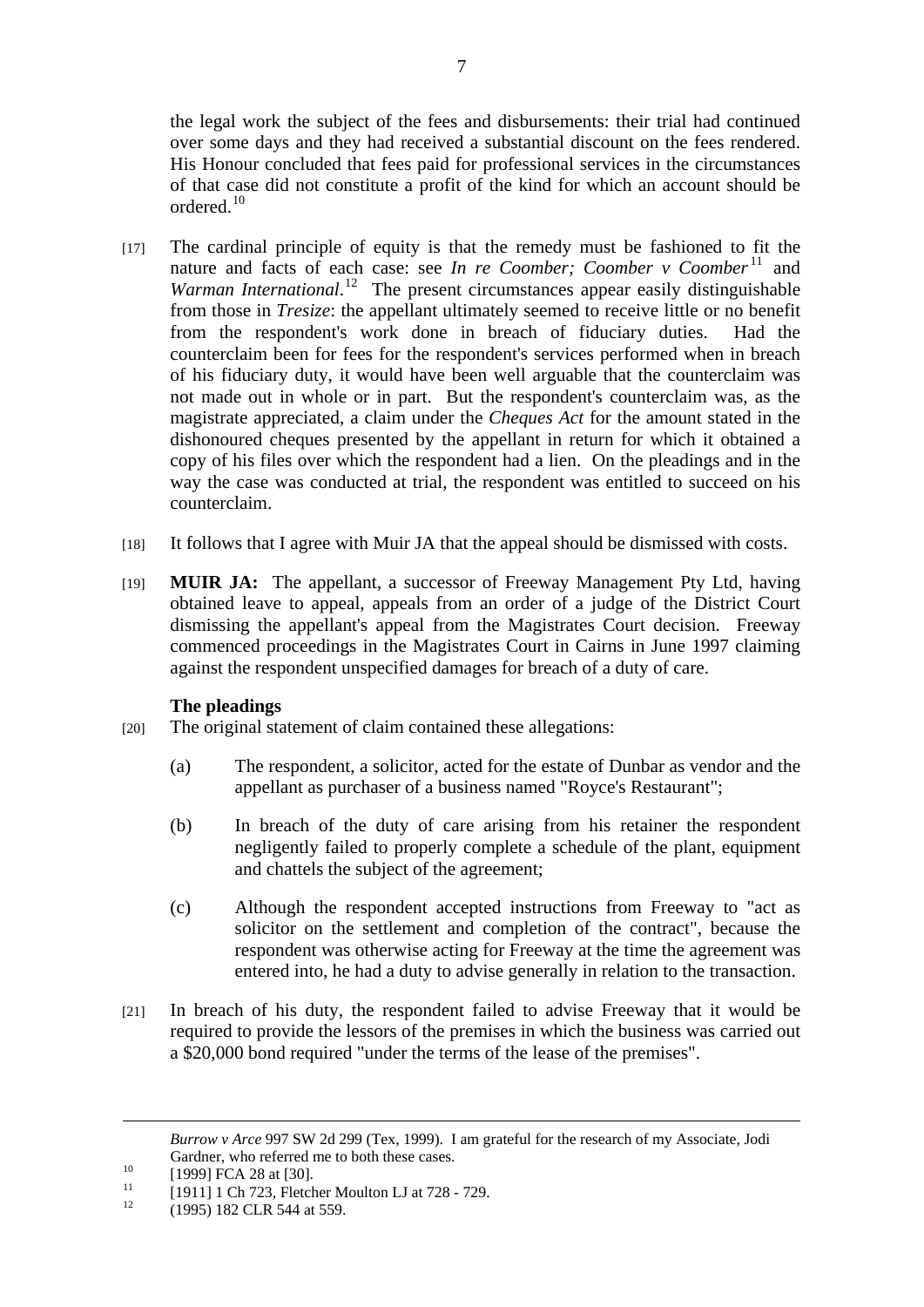the legal work the subject of the fees and disbursements: their trial had continued over some days and they had received a substantial discount on the fees rendered. His Honour concluded that fees paid for professional services in the circumstances of that case did not constitute a profit of the kind for which an account should be ordered.[10]

[17] The cardinal principle of equity is that the remedy must be fashioned to fit the nature and facts of each case: see *In re Coomber; Coomber v Coomber*[11] and *Warman International*.[12] The present circumstances appear easily distinguishable from those in *Tresize*: the appellant ultimately seemed to receive little or no benefit from the respondent's work done in breach of fiduciary duties. Had the counterclaim been for fees for the respondent's services performed when in breach of his fiduciary duty, it would have been well arguable that the counterclaim was not made out in whole or in part. But the respondent's counterclaim was, as the magistrate appreciated, a claim under the *Cheques Act* for the amount stated in the dishonoured cheques presented by the appellant in return for which it obtained a copy of his files over which the respondent had a lien. On the pleadings and in the way the case was conducted at trial, the respondent was entitled to succeed on his counterclaim.

[18] It follows that I agree with Muir JA that the appeal should be dismissed with costs.

[19] **MUIR JA:** The appellant, a successor of Freeway Management Pty Ltd, having obtained leave to appeal, appeals from an order of a judge of the District Court dismissing the appellant's appeal from the Magistrates Court decision. Freeway commenced proceedings in the Magistrates Court in Cairns in June 1997 claiming against the respondent unspecified damages for breach of a duty of care.

**The pleadings**

[20] The original statement of claim contained these allegations:

(a) The respondent, a solicitor, acted for the estate of Dunbar as vendor and the appellant as purchaser of a business named "Royce's Restaurant";

(b) In breach of the duty of care arising from his retainer the respondent negligently failed to properly complete a schedule of the plant, equipment and chattels the subject of the agreement;

(c) Although the respondent accepted instructions from Freeway to "act as solicitor on the settlement and completion of the contract", because the respondent was otherwise acting for Freeway at the time the agreement was entered into, he had a duty to advise generally in relation to the transaction.

[21] In breach of his duty, the respondent failed to advise Freeway that it would be required to provide the lessors of the premises in which the business was carried out a $20,000 bond required "under the terms of the lease of the premises".

---

*Burrow v Arce* 997 SW 2d 299 (Tex, 1999). I am grateful for the research of my Associate, Jodi Gardner, who referred me to both these cases.

[10] [1999] FCA 28 at [30].

[11] [1911] 1 Ch 723, Fletcher Moulton LJ at 728 - 729.

[12] (1995) 182 CLR 544 at 559.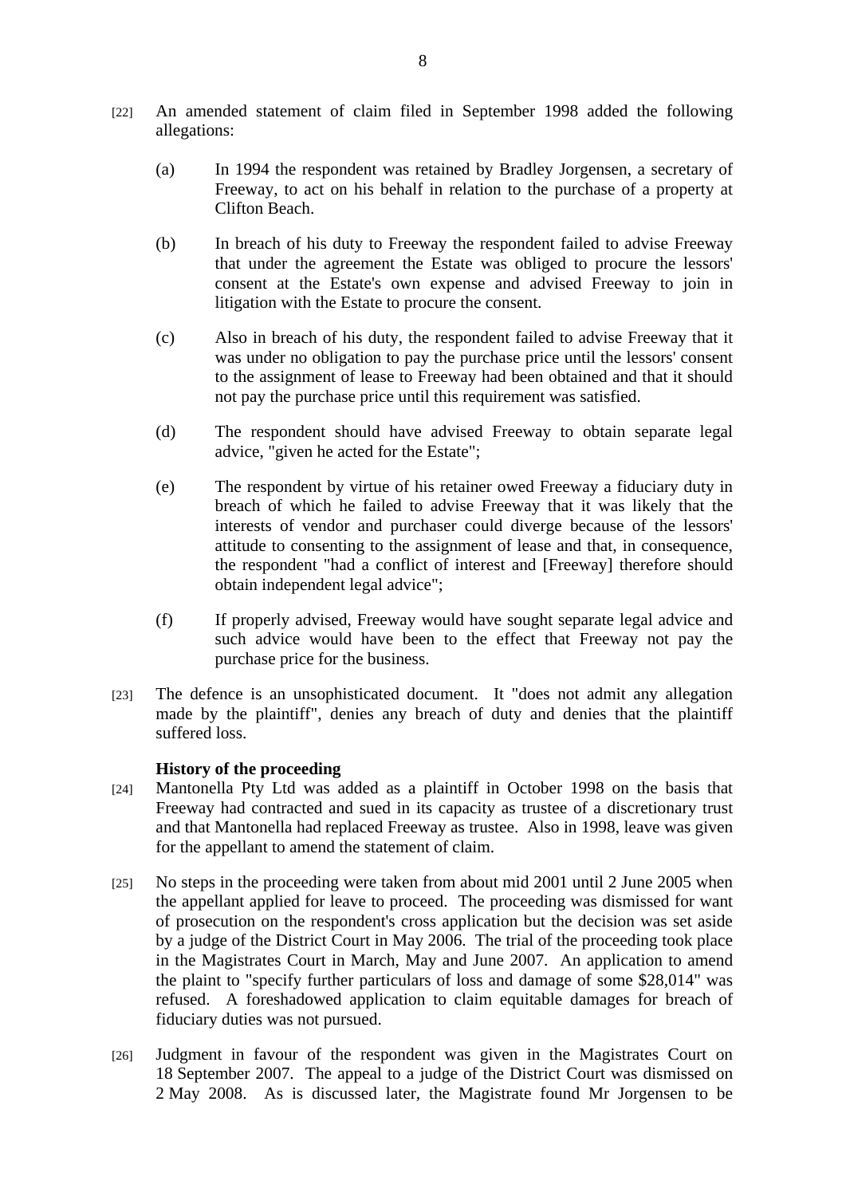[22] An amended statement of claim filed in September 1998 added the following allegations:

(a) In 1994 the respondent was retained by Bradley Jorgensen, a secretary of Freeway, to act on his behalf in relation to the purchase of a property at Clifton Beach.

(b) In breach of his duty to Freeway the respondent failed to advise Freeway that under the agreement the Estate was obliged to procure the lessors' consent at the Estate's own expense and advised Freeway to join in litigation with the Estate to procure the consent.

(c) Also in breach of his duty, the respondent failed to advise Freeway that it was under no obligation to pay the purchase price until the lessors' consent to the assignment of lease to Freeway had been obtained and that it should not pay the purchase price until this requirement was satisfied.

(d) The respondent should have advised Freeway to obtain separate legal advice, "given he acted for the Estate";

(e) The respondent by virtue of his retainer owed Freeway a fiduciary duty in breach of which he failed to advise Freeway that it was likely that the interests of vendor and purchaser could diverge because of the lessors' attitude to consenting to the assignment of lease and that, in consequence, the respondent "had a conflict of interest and [Freeway] therefore should obtain independent legal advice";

(f) If properly advised, Freeway would have sought separate legal advice and such advice would have been to the effect that Freeway not pay the purchase price for the business.

[23] The defence is an unsophisticated document. It "does not admit any allegation made by the plaintiff", denies any breach of duty and denies that the plaintiff suffered loss.

**History of the proceeding**

[24] Mantonella Pty Ltd was added as a plaintiff in October 1998 on the basis that Freeway had contracted and sued in its capacity as trustee of a discretionary trust and that Mantonella had replaced Freeway as trustee. Also in 1998, leave was given for the appellant to amend the statement of claim.

[25] No steps in the proceeding were taken from about mid 2001 until 2 June 2005 when the appellant applied for leave to proceed. The proceeding was dismissed for want of prosecution on the respondent's cross application but the decision was set aside by a judge of the District Court in May 2006. The trial of the proceeding took place in the Magistrates Court in March, May and June 2007. An application to amend the plaint to "specify further particulars of loss and damage of some $28,014" was refused. A foreshadowed application to claim equitable damages for breach of fiduciary duties was not pursued.

[26] Judgment in favour of the respondent was given in the Magistrates Court on 18 September 2007. The appeal to a judge of the District Court was dismissed on 2 May 2008. As is discussed later, the Magistrate found Mr Jorgensen to be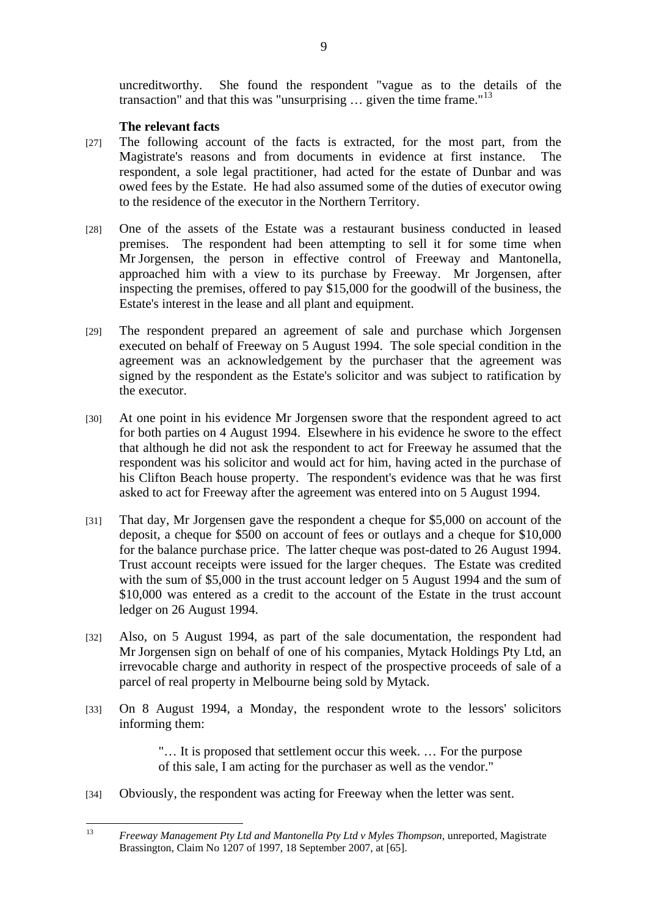uncreditworthy. She found the respondent "vague as to the details of the transaction" and that this was "unsurprising … given the time frame."[13]

**The relevant facts**

[27] The following account of the facts is extracted, for the most part, from the Magistrate's reasons and from documents in evidence at first instance. The respondent, a sole legal practitioner, had acted for the estate of Dunbar and was owed fees by the Estate. He had also assumed some of the duties of executor owing to the residence of the executor in the Northern Territory.

[28] One of the assets of the Estate was a restaurant business conducted in leased premises. The respondent had been attempting to sell it for some time when Mr Jorgensen, the person in effective control of Freeway and Mantonella, approached him with a view to its purchase by Freeway. Mr Jorgensen, after inspecting the premises, offered to pay $15,000 for the goodwill of the business, the Estate's interest in the lease and all plant and equipment.

[29] The respondent prepared an agreement of sale and purchase which Jorgensen executed on behalf of Freeway on 5 August 1994. The sole special condition in the agreement was an acknowledgement by the purchaser that the agreement was signed by the respondent as the Estate's solicitor and was subject to ratification by the executor.

[30] At one point in his evidence Mr Jorgensen swore that the respondent agreed to act for both parties on 4 August 1994. Elsewhere in his evidence he swore to the effect that although he did not ask the respondent to act for Freeway he assumed that the respondent was his solicitor and would act for him, having acted in the purchase of his Clifton Beach house property. The respondent's evidence was that he was first asked to act for Freeway after the agreement was entered into on 5 August 1994.

[31] That day, Mr Jorgensen gave the respondent a cheque for $5,000 on account of the deposit, a cheque for $500 on account of fees or outlays and a cheque for $10,000 for the balance purchase price. The latter cheque was post-dated to 26 August 1994. Trust account receipts were issued for the larger cheques. The Estate was credited with the sum of $5,000 in the trust account ledger on 5 August 1994 and the sum of $10,000 was entered as a credit to the account of the Estate in the trust account ledger on 26 August 1994.

[32] Also, on 5 August 1994, as part of the sale documentation, the respondent had Mr Jorgensen sign on behalf of one of his companies, Mytack Holdings Pty Ltd, an irrevocable charge and authority in respect of the prospective proceeds of sale of a parcel of real property in Melbourne being sold by Mytack.

[33] On 8 August 1994, a Monday, the respondent wrote to the lessors' solicitors informing them:

> "… It is proposed that settlement occur this week. … For the purpose of this sale, I am acting for the purchaser as well as the vendor."

[34] Obviously, the respondent was acting for Freeway when the letter was sent.

---

[13] *Freeway Management Pty Ltd and Mantonella Pty Ltd v Myles Thompson*, unreported, Magistrate Brassington, Claim No 1207 of 1997, 18 September 2007, at [65].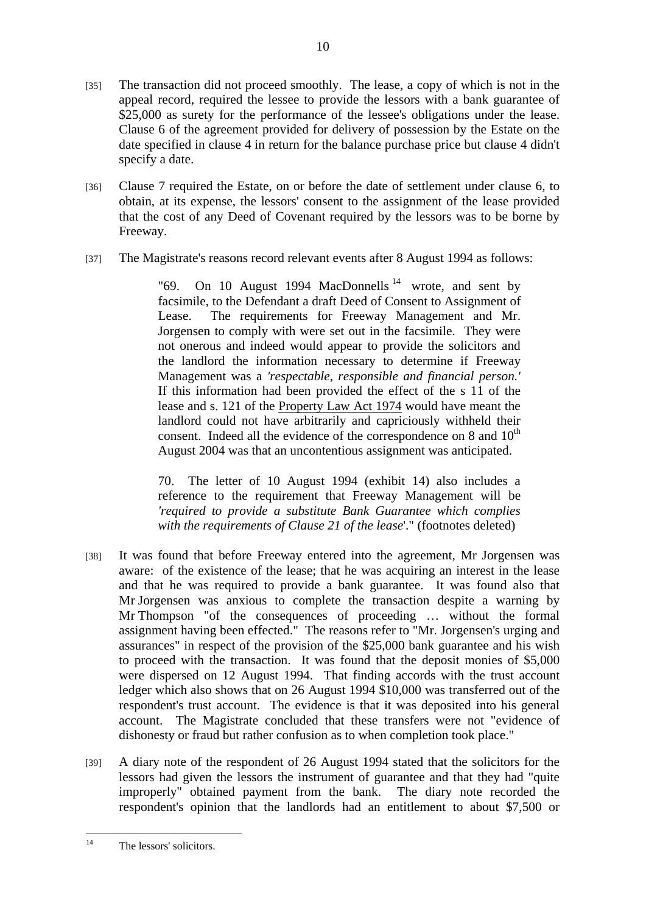[35] The transaction did not proceed smoothly. The lease, a copy of which is not in the appeal record, required the lessee to provide the lessors with a bank guarantee of $25,000 as surety for the performance of the lessee's obligations under the lease. Clause 6 of the agreement provided for delivery of possession by the Estate on the date specified in clause 4 in return for the balance purchase price but clause 4 didn't specify a date.

[36] Clause 7 required the Estate, on or before the date of settlement under clause 6, to obtain, at its expense, the lessors' consent to the assignment of the lease provided that the cost of any Deed of Covenant required by the lessors was to be borne by Freeway.

[37] The Magistrate's reasons record relevant events after 8 August 1994 as follows:

> "69. On 10 August 1994 MacDonnells [14] wrote, and sent by facsimile, to the Defendant a draft Deed of Consent to Assignment of Lease. The requirements for Freeway Management and Mr. Jorgensen to comply with were set out in the facsimile. They were not onerous and indeed would appear to provide the solicitors and the landlord the information necessary to determine if Freeway Management was a *'respectable, responsible and financial person.'* If this information had been provided the effect of the s 11 of the lease and s. 121 of the Property Law Act 1974 would have meant the landlord could not have arbitrarily and capriciously withheld their consent. Indeed all the evidence of the correspondence on 8 and 10th August 2004 was that an uncontentious assignment was anticipated.
>
> 70. The letter of 10 August 1994 (exhibit 14) also includes a reference to the requirement that Freeway Management will be *'required to provide a substitute Bank Guarantee which complies with the requirements of Clause 21 of the lease*'." (footnotes deleted)

[38] It was found that before Freeway entered into the agreement, Mr Jorgensen was aware: of the existence of the lease; that he was acquiring an interest in the lease and that he was required to provide a bank guarantee. It was found also that Mr Jorgensen was anxious to complete the transaction despite a warning by Mr Thompson "of the consequences of proceeding … without the formal assignment having been effected." The reasons refer to "Mr. Jorgensen's urging and assurances" in respect of the provision of the $25,000 bank guarantee and his wish to proceed with the transaction. It was found that the deposit monies of $5,000 were dispersed on 12 August 1994. That finding accords with the trust account ledger which also shows that on 26 August 1994 $10,000 was transferred out of the respondent's trust account. The evidence is that it was deposited into his general account. The Magistrate concluded that these transfers were not "evidence of dishonesty or fraud but rather confusion as to when completion took place."

[39] A diary note of the respondent of 26 August 1994 stated that the solicitors for the lessors had given the lessors the instrument of guarantee and that they had "quite improperly" obtained payment from the bank. The diary note recorded the respondent's opinion that the landlords had an entitlement to about $7,500 or

---

[14] The lessors' solicitors.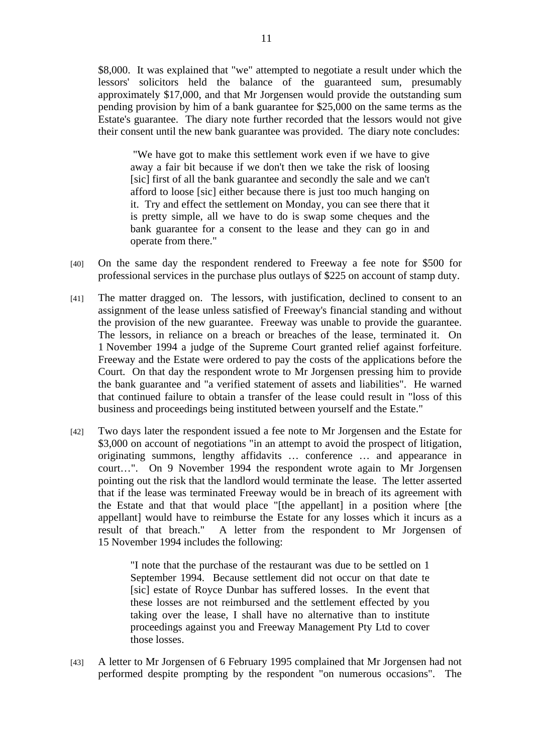$8,000. It was explained that "we" attempted to negotiate a result under which the lessors' solicitors held the balance of the guaranteed sum, presumably approximately $17,000, and that Mr Jorgensen would provide the outstanding sum pending provision by him of a bank guarantee for $25,000 on the same terms as the Estate's guarantee. The diary note further recorded that the lessors would not give their consent until the new bank guarantee was provided. The diary note concludes:

> "We have got to make this settlement work even if we have to give away a fair bit because if we don't then we take the risk of loosing [sic] first of all the bank guarantee and secondly the sale and we can't afford to loose [sic] either because there is just too much hanging on it. Try and effect the settlement on Monday, you can see there that it is pretty simple, all we have to do is swap some cheques and the bank guarantee for a consent to the lease and they can go in and operate from there."

[40] On the same day the respondent rendered to Freeway a fee note for $500 for professional services in the purchase plus outlays of $225 on account of stamp duty.

[41] The matter dragged on. The lessors, with justification, declined to consent to an assignment of the lease unless satisfied of Freeway's financial standing and without the provision of the new guarantee. Freeway was unable to provide the guarantee. The lessors, in reliance on a breach or breaches of the lease, terminated it. On 1 November 1994 a judge of the Supreme Court granted relief against forfeiture. Freeway and the Estate were ordered to pay the costs of the applications before the Court. On that day the respondent wrote to Mr Jorgensen pressing him to provide the bank guarantee and "a verified statement of assets and liabilities". He warned that continued failure to obtain a transfer of the lease could result in "loss of this business and proceedings being instituted between yourself and the Estate."

[42] Two days later the respondent issued a fee note to Mr Jorgensen and the Estate for $3,000 on account of negotiations "in an attempt to avoid the prospect of litigation, originating summons, lengthy affidavits … conference … and appearance in court…". On 9 November 1994 the respondent wrote again to Mr Jorgensen pointing out the risk that the landlord would terminate the lease. The letter asserted that if the lease was terminated Freeway would be in breach of its agreement with the Estate and that that would place "[the appellant] in a position where [the appellant] would have to reimburse the Estate for any losses which it incurs as a result of that breach." A letter from the respondent to Mr Jorgensen of 15 November 1994 includes the following:

> "I note that the purchase of the restaurant was due to be settled on 1 September 1994. Because settlement did not occur on that date te [sic] estate of Royce Dunbar has suffered losses. In the event that these losses are not reimbursed and the settlement effected by you taking over the lease, I shall have no alternative than to institute proceedings against you and Freeway Management Pty Ltd to cover those losses.

[43] A letter to Mr Jorgensen of 6 February 1995 complained that Mr Jorgensen had not performed despite prompting by the respondent "on numerous occasions". The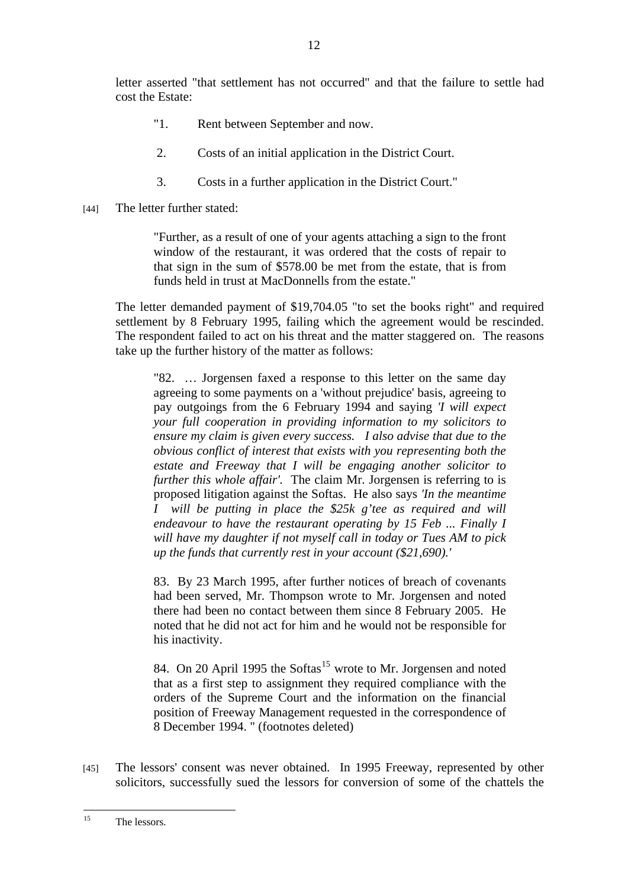letter asserted "that settlement has not occurred" and that the failure to settle had cost the Estate:

> "1. Rent between September and now.
>
> 2. Costs of an initial application in the District Court.
>
> 3. Costs in a further application in the District Court."

[44] The letter further stated:

> "Further, as a result of one of your agents attaching a sign to the front window of the restaurant, it was ordered that the costs of repair to that sign in the sum of $578.00 be met from the estate, that is from funds held in trust at MacDonnells from the estate."

The letter demanded payment of $19,704.05 "to set the books right" and required settlement by 8 February 1995, failing which the agreement would be rescinded. The respondent failed to act on his threat and the matter staggered on. The reasons take up the further history of the matter as follows:

> "82. … Jorgensen faxed a response to this letter on the same day agreeing to some payments on a 'without prejudice' basis, agreeing to pay outgoings from the 6 February 1994 and saying *'I will expect your full cooperation in providing information to my solicitors to ensure my claim is given every success. I also advise that due to the obvious conflict of interest that exists with you representing both the estate and Freeway that I will be engaging another solicitor to further this whole affair'.* The claim Mr. Jorgensen is referring to is proposed litigation against the Softas. He also says *'In the meantime I will be putting in place the $25k g'tee as required and will endeavour to have the restaurant operating by 15 Feb ... Finally I will have my daughter if not myself call in today or Tues AM to pick up the funds that currently rest in your account ($21,690).'*
>
> 83. By 23 March 1995, after further notices of breach of covenants had been served, Mr. Thompson wrote to Mr. Jorgensen and noted there had been no contact between them since 8 February 2005. He noted that he did not act for him and he would not be responsible for his inactivity.
>
> 84. On 20 April 1995 the Softas[15] wrote to Mr. Jorgensen and noted that as a first step to assignment they required compliance with the orders of the Supreme Court and the information on the financial position of Freeway Management requested in the correspondence of 8 December 1994. " (footnotes deleted)

[45] The lessors' consent was never obtained. In 1995 Freeway, represented by other solicitors, successfully sued the lessors for conversion of some of the chattels the

---

[15] The lessors.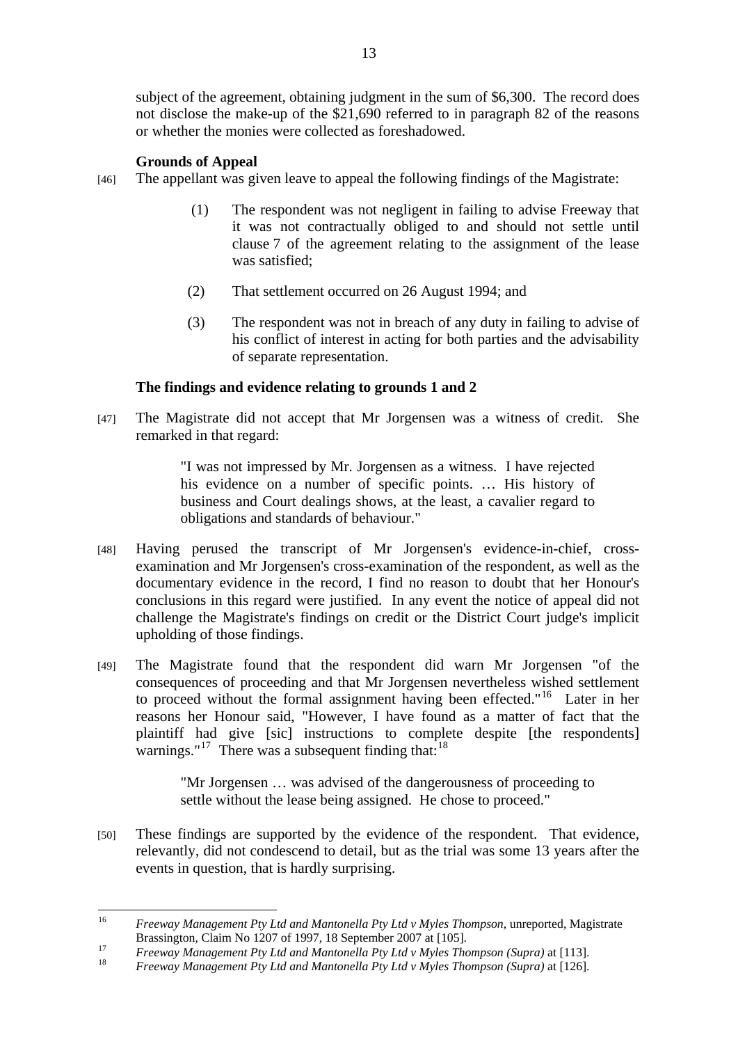subject of the agreement, obtaining judgment in the sum of $6,300. The record does not disclose the make-up of the $21,690 referred to in paragraph 82 of the reasons or whether the monies were collected as foreshadowed.

**Grounds of Appeal**

[46] The appellant was given leave to appeal the following findings of the Magistrate:

> (1) The respondent was not negligent in failing to advise Freeway that it was not contractually obliged to and should not settle until clause 7 of the agreement relating to the assignment of the lease was satisfied;
>
> (2) That settlement occurred on 26 August 1994; and
>
> (3) The respondent was not in breach of any duty in failing to advise of his conflict of interest in acting for both parties and the advisability of separate representation.

**The findings and evidence relating to grounds 1 and 2**

[47] The Magistrate did not accept that Mr Jorgensen was a witness of credit. She remarked in that regard:

> "I was not impressed by Mr. Jorgensen as a witness. I have rejected his evidence on a number of specific points. … His history of business and Court dealings shows, at the least, a cavalier regard to obligations and standards of behaviour."

[48] Having perused the transcript of Mr Jorgensen's evidence-in-chief, cross-examination and Mr Jorgensen's cross-examination of the respondent, as well as the documentary evidence in the record, I find no reason to doubt that her Honour's conclusions in this regard were justified. In any event the notice of appeal did not challenge the Magistrate's findings on credit or the District Court judge's implicit upholding of those findings.

[49] The Magistrate found that the respondent did warn Mr Jorgensen "of the consequences of proceeding and that Mr Jorgensen nevertheless wished settlement to proceed without the formal assignment having been effected."[16] Later in her reasons her Honour said, "However, I have found as a matter of fact that the plaintiff had give [sic] instructions to complete despite [the respondents] warnings."[17] There was a subsequent finding that:[18]

> "Mr Jorgensen … was advised of the dangerousness of proceeding to settle without the lease being assigned. He chose to proceed."

[50] These findings are supported by the evidence of the respondent. That evidence, relevantly, did not condescend to detail, but as the trial was some 13 years after the events in question, that is hardly surprising.

---

[16] *Freeway Management Pty Ltd and Mantonella Pty Ltd v Myles Thompson*, unreported, Magistrate Brassington, Claim No 1207 of 1997, 18 September 2007 at [105].

[17] *Freeway Management Pty Ltd and Mantonella Pty Ltd v Myles Thompson (Supra)* at [113].

[18] *Freeway Management Pty Ltd and Mantonella Pty Ltd v Myles Thompson (Supra)* at [126].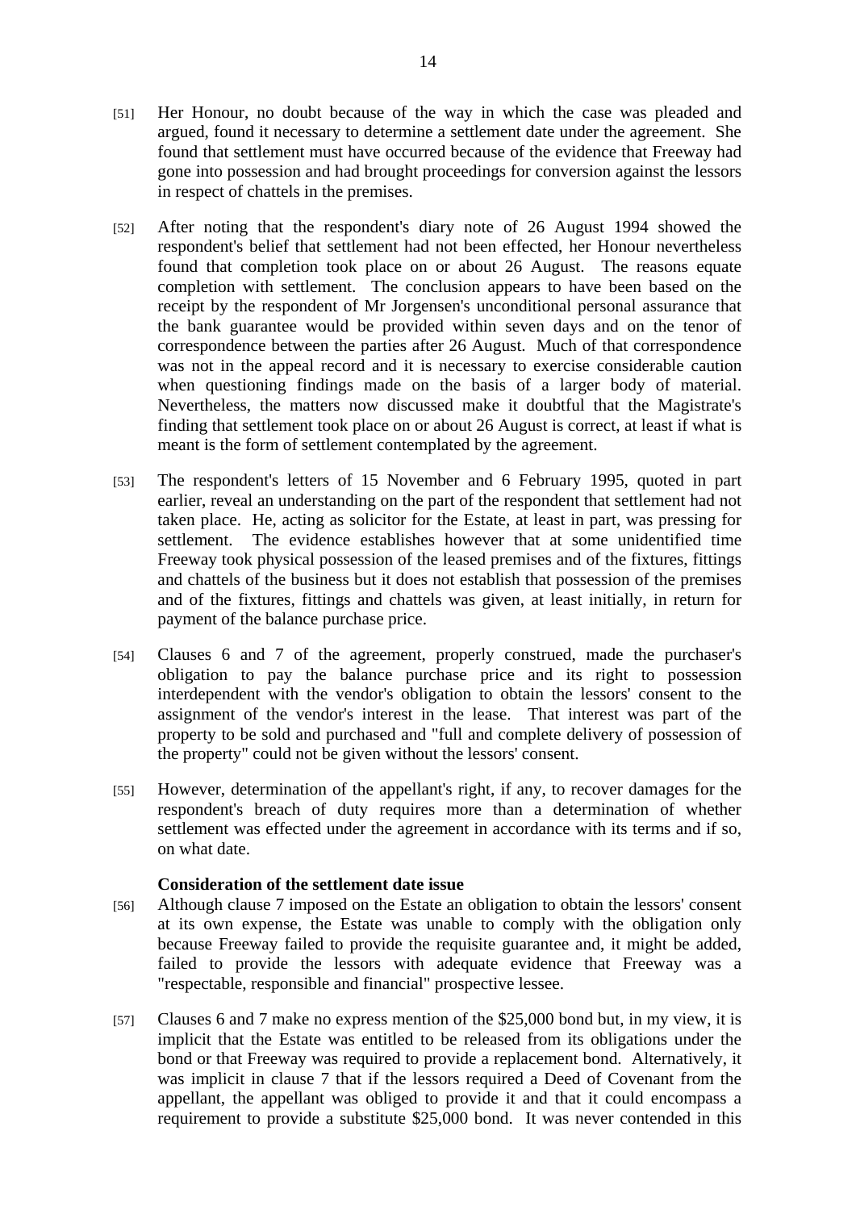[51] Her Honour, no doubt because of the way in which the case was pleaded and argued, found it necessary to determine a settlement date under the agreement. She found that settlement must have occurred because of the evidence that Freeway had gone into possession and had brought proceedings for conversion against the lessors in respect of chattels in the premises.

[52] After noting that the respondent's diary note of 26 August 1994 showed the respondent's belief that settlement had not been effected, her Honour nevertheless found that completion took place on or about 26 August. The reasons equate completion with settlement. The conclusion appears to have been based on the receipt by the respondent of Mr Jorgensen's unconditional personal assurance that the bank guarantee would be provided within seven days and on the tenor of correspondence between the parties after 26 August. Much of that correspondence was not in the appeal record and it is necessary to exercise considerable caution when questioning findings made on the basis of a larger body of material. Nevertheless, the matters now discussed make it doubtful that the Magistrate's finding that settlement took place on or about 26 August is correct, at least if what is meant is the form of settlement contemplated by the agreement.

[53] The respondent's letters of 15 November and 6 February 1995, quoted in part earlier, reveal an understanding on the part of the respondent that settlement had not taken place. He, acting as solicitor for the Estate, at least in part, was pressing for settlement. The evidence establishes however that at some unidentified time Freeway took physical possession of the leased premises and of the fixtures, fittings and chattels of the business but it does not establish that possession of the premises and of the fixtures, fittings and chattels was given, at least initially, in return for payment of the balance purchase price.

[54] Clauses 6 and 7 of the agreement, properly construed, made the purchaser's obligation to pay the balance purchase price and its right to possession interdependent with the vendor's obligation to obtain the lessors' consent to the assignment of the vendor's interest in the lease. That interest was part of the property to be sold and purchased and "full and complete delivery of possession of the property" could not be given without the lessors' consent.

[55] However, determination of the appellant's right, if any, to recover damages for the respondent's breach of duty requires more than a determination of whether settlement was effected under the agreement in accordance with its terms and if so, on what date.

**Consideration of the settlement date issue**

[56] Although clause 7 imposed on the Estate an obligation to obtain the lessors' consent at its own expense, the Estate was unable to comply with the obligation only because Freeway failed to provide the requisite guarantee and, it might be added, failed to provide the lessors with adequate evidence that Freeway was a "respectable, responsible and financial" prospective lessee.

[57] Clauses 6 and 7 make no express mention of the $25,000 bond but, in my view, it is implicit that the Estate was entitled to be released from its obligations under the bond or that Freeway was required to provide a replacement bond. Alternatively, it was implicit in clause 7 that if the lessors required a Deed of Covenant from the appellant, the appellant was obliged to provide it and that it could encompass a requirement to provide a substitute $25,000 bond. It was never contended in this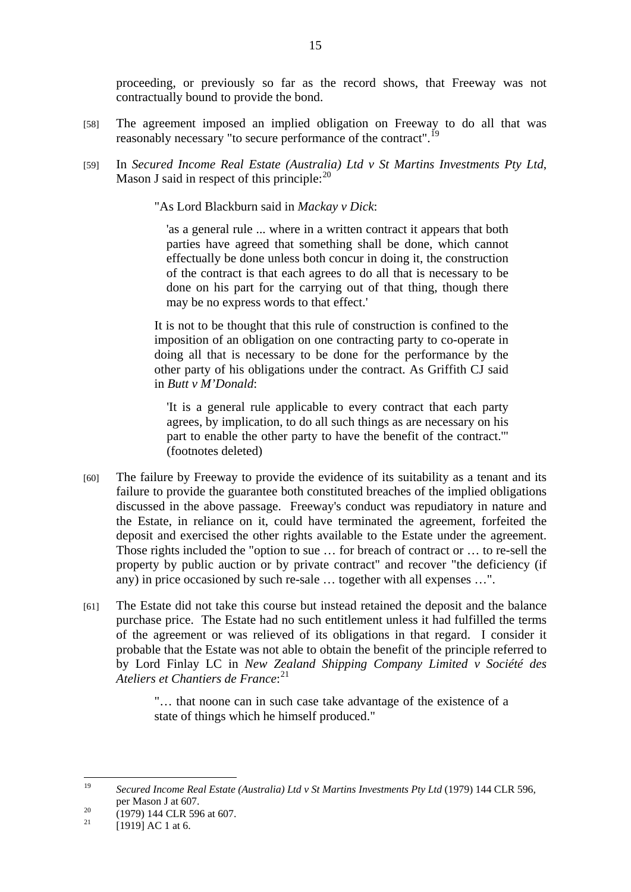proceeding, or previously so far as the record shows, that Freeway was not contractually bound to provide the bond.

[58] The agreement imposed an implied obligation on Freeway to do all that was reasonably necessary "to secure performance of the contract".[19]

[59] In *Secured Income Real Estate (Australia) Ltd v St Martins Investments Pty Ltd*, Mason J said in respect of this principle:[20]

> "As Lord Blackburn said in *Mackay v Dick*:
>
> > 'as a general rule ... where in a written contract it appears that both parties have agreed that something shall be done, which cannot effectually be done unless both concur in doing it, the construction of the contract is that each agrees to do all that is necessary to be done on his part for the carrying out of that thing, though there may be no express words to that effect.'
>
> It is not to be thought that this rule of construction is confined to the imposition of an obligation on one contracting party to co-operate in doing all that is necessary to be done for the performance by the other party of his obligations under the contract. As Griffith CJ said in *Butt v M'Donald*:
>
> > 'It is a general rule applicable to every contract that each party agrees, by implication, to do all such things as are necessary on his part to enable the other party to have the benefit of the contract.'"
>
> (footnotes deleted)

[60] The failure by Freeway to provide the evidence of its suitability as a tenant and its failure to provide the guarantee both constituted breaches of the implied obligations discussed in the above passage. Freeway's conduct was repudiatory in nature and the Estate, in reliance on it, could have terminated the agreement, forfeited the deposit and exercised the other rights available to the Estate under the agreement. Those rights included the "option to sue … for breach of contract or … to re-sell the property by public auction or by private contract" and recover "the deficiency (if any) in price occasioned by such re-sale … together with all expenses …".

[61] The Estate did not take this course but instead retained the deposit and the balance purchase price. The Estate had no such entitlement unless it had fulfilled the terms of the agreement or was relieved of its obligations in that regard. I consider it probable that the Estate was not able to obtain the benefit of the principle referred to by Lord Finlay LC in *New Zealand Shipping Company Limited v Société des Ateliers et Chantiers de France*:[21]

> "… that noone can in such case take advantage of the existence of a state of things which he himself produced."

---

[19] *Secured Income Real Estate (Australia) Ltd v St Martins Investments Pty Ltd* (1979) 144 CLR 596, per Mason J at 607.

[20] (1979) 144 CLR 596 at 607.

[21] [1919] AC 1 at 6.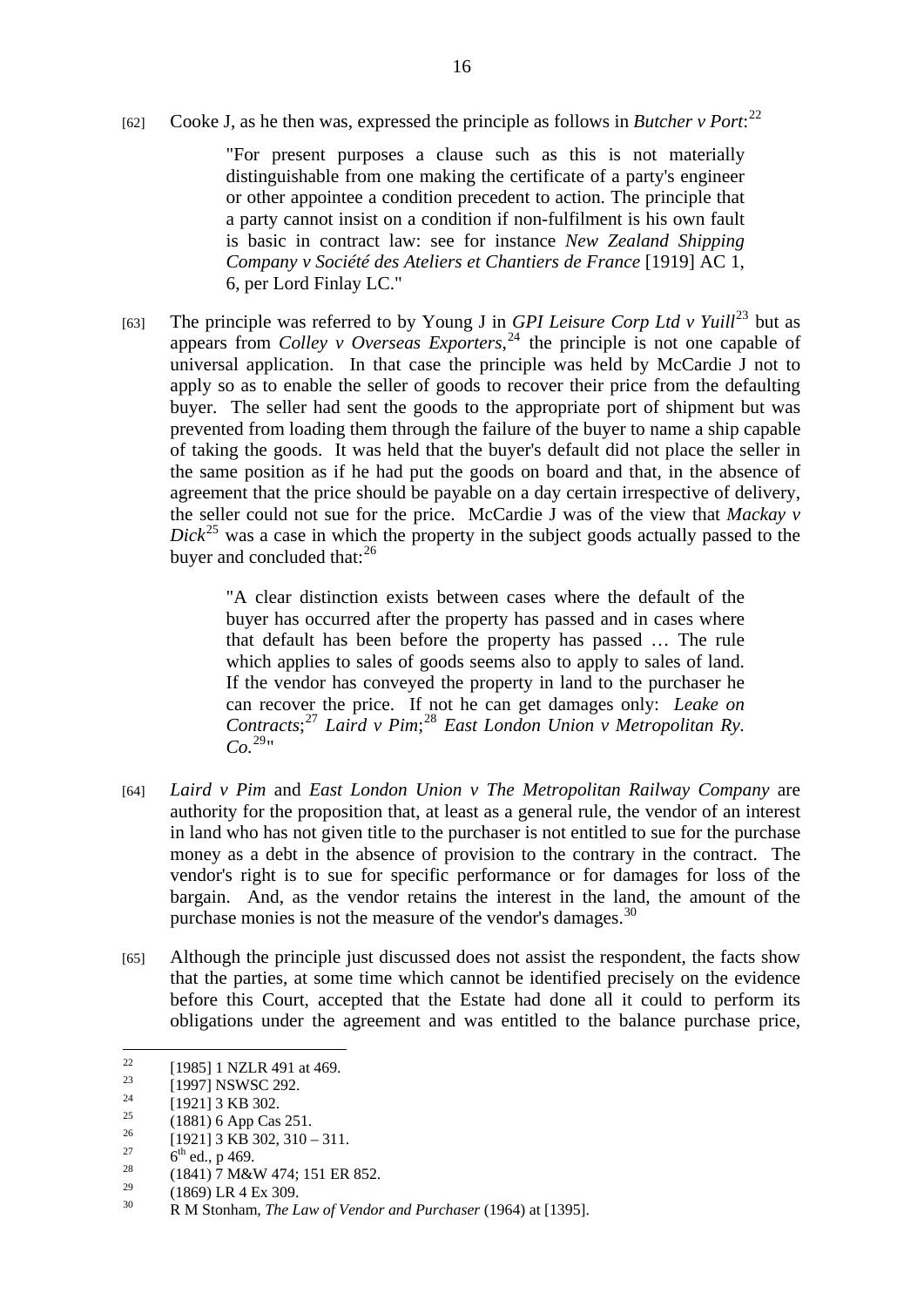[62] Cooke J, as he then was, expressed the principle as follows in *Butcher v Port*:[22]

> "For present purposes a clause such as this is not materially distinguishable from one making the certificate of a party's engineer or other appointee a condition precedent to action. The principle that a party cannot insist on a condition if non-fulfilment is his own fault is basic in contract law: see for instance *New Zealand Shipping Company v Société des Ateliers et Chantiers de France* [1919] AC 1, 6, per Lord Finlay LC."

[63] The principle was referred to by Young J in *GPI Leisure Corp Ltd v Yuill*[23] but as appears from *Colley v Overseas Exporters*,[24] the principle is not one capable of universal application. In that case the principle was held by McCardie J not to apply so as to enable the seller of goods to recover their price from the defaulting buyer. The seller had sent the goods to the appropriate port of shipment but was prevented from loading them through the failure of the buyer to name a ship capable of taking the goods. It was held that the buyer's default did not place the seller in the same position as if he had put the goods on board and that, in the absence of agreement that the price should be payable on a day certain irrespective of delivery, the seller could not sue for the price. McCardie J was of the view that *Mackay v Dick*[25] was a case in which the property in the subject goods actually passed to the buyer and concluded that:[26]

> "A clear distinction exists between cases where the default of the buyer has occurred after the property has passed and in cases where that default has been before the property has passed … The rule which applies to sales of goods seems also to apply to sales of land. If the vendor has conveyed the property in land to the purchaser he can recover the price. If not he can get damages only: *Leake on Contracts*;[27] *Laird v Pim*;[28] *East London Union v Metropolitan Ry. Co.*[29]"

[64] *Laird v Pim* and *East London Union v The Metropolitan Railway Company* are authority for the proposition that, at least as a general rule, the vendor of an interest in land who has not given title to the purchaser is not entitled to sue for the purchase money as a debt in the absence of provision to the contrary in the contract. The vendor's right is to sue for specific performance or for damages for loss of the bargain. And, as the vendor retains the interest in the land, the amount of the purchase monies is not the measure of the vendor's damages.[30]

[65] Although the principle just discussed does not assist the respondent, the facts show that the parties, at some time which cannot be identified precisely on the evidence before this Court, accepted that the Estate had done all it could to perform its obligations under the agreement and was entitled to the balance purchase price,

---

[22] [1985] 1 NZLR 491 at 469.

[23] [1997] NSWSC 292.

[24] [1921] 3 KB 302.

[25] (1881) 6 App Cas 251.

[26] [1921] 3 KB 302, 310 – 311.

[27] 6th ed., p 469.

[28] (1841) 7 M&W 474; 151 ER 852.

[29] (1869) LR 4 Ex 309.

[30] R M Stonham, *The Law of Vendor and Purchaser* (1964) at [1395].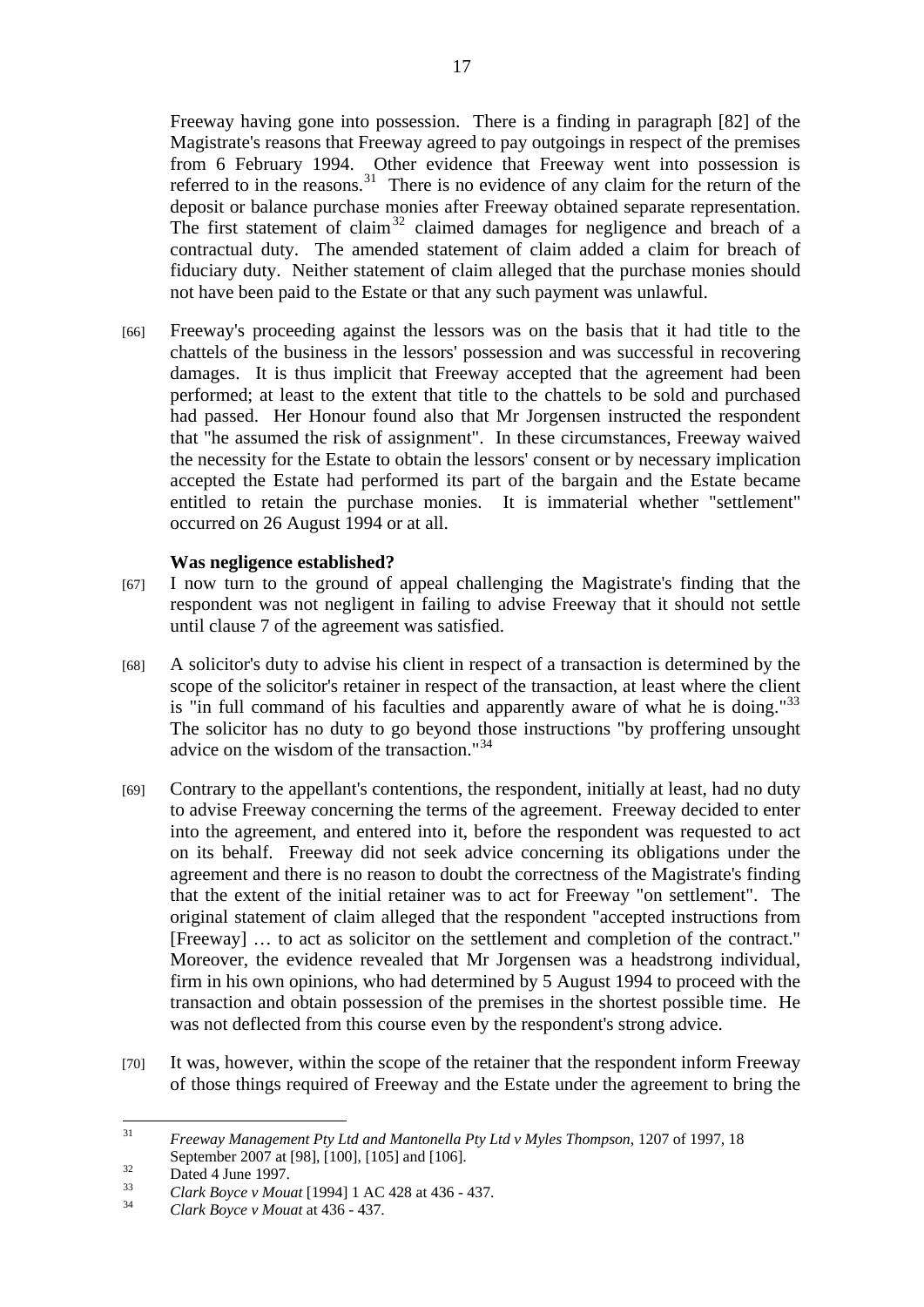Freeway having gone into possession. There is a finding in paragraph [82] of the Magistrate's reasons that Freeway agreed to pay outgoings in respect of the premises from 6 February 1994. Other evidence that Freeway went into possession is referred to in the reasons.[31] There is no evidence of any claim for the return of the deposit or balance purchase monies after Freeway obtained separate representation. The first statement of claim[32] claimed damages for negligence and breach of a contractual duty. The amended statement of claim added a claim for breach of fiduciary duty. Neither statement of claim alleged that the purchase monies should not have been paid to the Estate or that any such payment was unlawful.

[66] Freeway's proceeding against the lessors was on the basis that it had title to the chattels of the business in the lessors' possession and was successful in recovering damages. It is thus implicit that Freeway accepted that the agreement had been performed; at least to the extent that title to the chattels to be sold and purchased had passed. Her Honour found also that Mr Jorgensen instructed the respondent that "he assumed the risk of assignment". In these circumstances, Freeway waived the necessity for the Estate to obtain the lessors' consent or by necessary implication accepted the Estate had performed its part of the bargain and the Estate became entitled to retain the purchase monies. It is immaterial whether "settlement" occurred on 26 August 1994 or at all.

**Was negligence established?**

[67] I now turn to the ground of appeal challenging the Magistrate's finding that the respondent was not negligent in failing to advise Freeway that it should not settle until clause 7 of the agreement was satisfied.

[68] A solicitor's duty to advise his client in respect of a transaction is determined by the scope of the solicitor's retainer in respect of the transaction, at least where the client is "in full command of his faculties and apparently aware of what he is doing."[33] The solicitor has no duty to go beyond those instructions "by proffering unsought advice on the wisdom of the transaction."[34]

[69] Contrary to the appellant's contentions, the respondent, initially at least, had no duty to advise Freeway concerning the terms of the agreement. Freeway decided to enter into the agreement, and entered into it, before the respondent was requested to act on its behalf. Freeway did not seek advice concerning its obligations under the agreement and there is no reason to doubt the correctness of the Magistrate's finding that the extent of the initial retainer was to act for Freeway "on settlement". The original statement of claim alleged that the respondent "accepted instructions from [Freeway] … to act as solicitor on the settlement and completion of the contract." Moreover, the evidence revealed that Mr Jorgensen was a headstrong individual, firm in his own opinions, who had determined by 5 August 1994 to proceed with the transaction and obtain possession of the premises in the shortest possible time. He was not deflected from this course even by the respondent's strong advice.

[70] It was, however, within the scope of the retainer that the respondent inform Freeway of those things required of Freeway and the Estate under the agreement to bring the

---

[31] *Freeway Management Pty Ltd and Mantonella Pty Ltd v Myles Thompson*, 1207 of 1997, 18 September 2007 at [98], [100], [105] and [106].

[32] Dated 4 June 1997.

[33] *Clark Boyce v Mouat* [1994] 1 AC 428 at 436 - 437.

[34] *Clark Boyce v Mouat* at 436 - 437.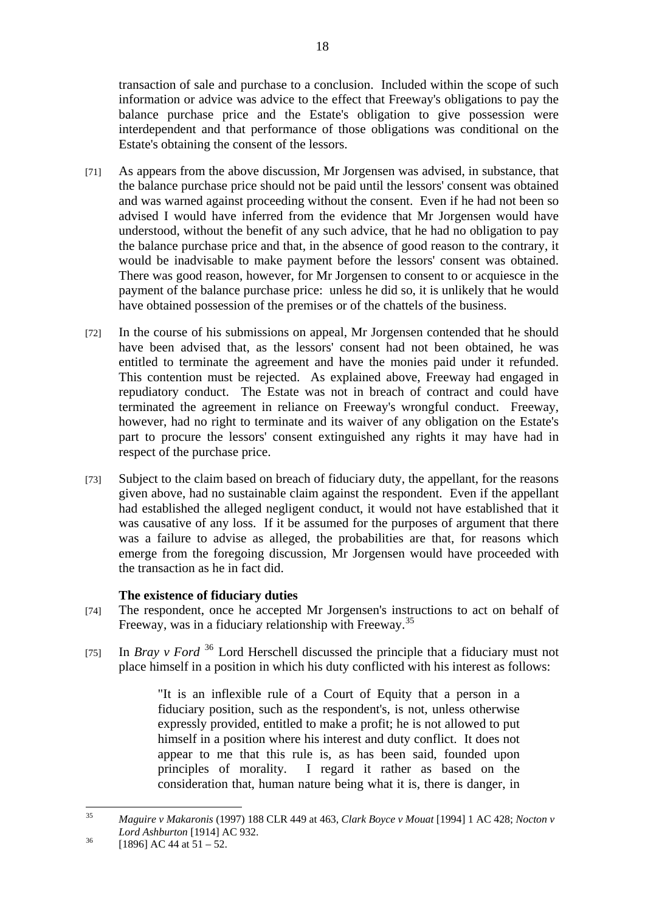transaction of sale and purchase to a conclusion. Included within the scope of such information or advice was advice to the effect that Freeway's obligations to pay the balance purchase price and the Estate's obligation to give possession were interdependent and that performance of those obligations was conditional on the Estate's obtaining the consent of the lessors.

[71] As appears from the above discussion, Mr Jorgensen was advised, in substance, that the balance purchase price should not be paid until the lessors' consent was obtained and was warned against proceeding without the consent. Even if he had not been so advised I would have inferred from the evidence that Mr Jorgensen would have understood, without the benefit of any such advice, that he had no obligation to pay the balance purchase price and that, in the absence of good reason to the contrary, it would be inadvisable to make payment before the lessors' consent was obtained. There was good reason, however, for Mr Jorgensen to consent to or acquiesce in the payment of the balance purchase price: unless he did so, it is unlikely that he would have obtained possession of the premises or of the chattels of the business.

[72] In the course of his submissions on appeal, Mr Jorgensen contended that he should have been advised that, as the lessors' consent had not been obtained, he was entitled to terminate the agreement and have the monies paid under it refunded. This contention must be rejected. As explained above, Freeway had engaged in repudiatory conduct. The Estate was not in breach of contract and could have terminated the agreement in reliance on Freeway's wrongful conduct. Freeway, however, had no right to terminate and its waiver of any obligation on the Estate's part to procure the lessors' consent extinguished any rights it may have had in respect of the purchase price.

[73] Subject to the claim based on breach of fiduciary duty, the appellant, for the reasons given above, had no sustainable claim against the respondent. Even if the appellant had established the alleged negligent conduct, it would not have established that it was causative of any loss. If it be assumed for the purposes of argument that there was a failure to advise as alleged, the probabilities are that, for reasons which emerge from the foregoing discussion, Mr Jorgensen would have proceeded with the transaction as he in fact did.

### The existence of fiduciary duties

[74] The respondent, once he accepted Mr Jorgensen's instructions to act on behalf of Freeway, was in a fiduciary relationship with Freeway.[35]

[75] In *Bray v Ford* [36] Lord Herschell discussed the principle that a fiduciary must not place himself in a position in which his duty conflicted with his interest as follows:

> "It is an inflexible rule of a Court of Equity that a person in a fiduciary position, such as the respondent's, is not, unless otherwise expressly provided, entitled to make a profit; he is not allowed to put himself in a position where his interest and duty conflict. It does not appear to me that this rule is, as has been said, founded upon principles of morality. I regard it rather as based on the consideration that, human nature being what it is, there is danger, in

---

[35] *Maguire v Makaronis* (1997) 188 CLR 449 at 463, *Clark Boyce v Mouat* [1994] 1 AC 428; *Nocton v Lord Ashburton* [1914] AC 932.

[36] [1896] AC 44 at 51 – 52.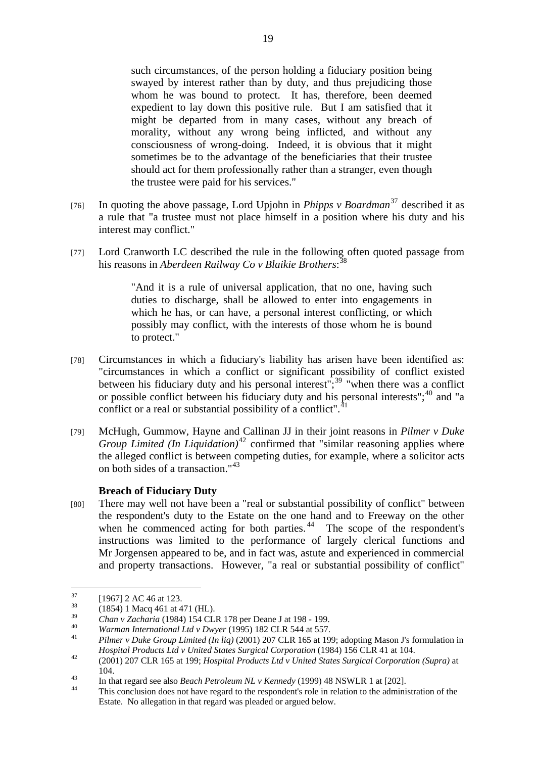> such circumstances, of the person holding a fiduciary position being swayed by interest rather than by duty, and thus prejudicing those whom he was bound to protect. It has, therefore, been deemed expedient to lay down this positive rule. But I am satisfied that it might be departed from in many cases, without any breach of morality, without any wrong being inflicted, and without any consciousness of wrong-doing. Indeed, it is obvious that it might sometimes be to the advantage of the beneficiaries that their trustee should act for them professionally rather than a stranger, even though the trustee were paid for his services."

[76] In quoting the above passage, Lord Upjohn in *Phipps v Boardman*[37] described it as a rule that "a trustee must not place himself in a position where his duty and his interest may conflict."

[77] Lord Cranworth LC described the rule in the following often quoted passage from his reasons in *Aberdeen Railway Co v Blaikie Brothers*:[38]

> "And it is a rule of universal application, that no one, having such duties to discharge, shall be allowed to enter into engagements in which he has, or can have, a personal interest conflicting, or which possibly may conflict, with the interests of those whom he is bound to protect."

[78] Circumstances in which a fiduciary's liability has arisen have been identified as: "circumstances in which a conflict or significant possibility of conflict existed between his fiduciary duty and his personal interest";[39] "when there was a conflict or possible conflict between his fiduciary duty and his personal interests";[40] and "a conflict or a real or substantial possibility of a conflict".[41]

[79] McHugh, Gummow, Hayne and Callinan JJ in their joint reasons in *Pilmer v Duke Group Limited (In Liquidation)*[42] confirmed that "similar reasoning applies where the alleged conflict is between competing duties, for example, where a solicitor acts on both sides of a transaction."[43]

**Breach of Fiduciary Duty**

[80] There may well not have been a "real or substantial possibility of conflict" between the respondent's duty to the Estate on the one hand and to Freeway on the other when he commenced acting for both parties.[44] The scope of the respondent's instructions was limited to the performance of largely clerical functions and Mr Jorgensen appeared to be, and in fact was, astute and experienced in commercial and property transactions. However, "a real or substantial possibility of conflict"

---

[37] [1967] 2 AC 46 at 123.

[38] (1854) 1 Macq 461 at 471 (HL).

[39] *Chan v Zacharia* (1984) 154 CLR 178 per Deane J at 198 - 199.

[40] *Warman International Ltd v Dwyer* (1995) 182 CLR 544 at 557.

[41] *Pilmer v Duke Group Limited (In liq)* (2001) 207 CLR 165 at 199; adopting Mason J's formulation in *Hospital Products Ltd v United States Surgical Corporation* (1984) 156 CLR 41 at 104.

[42] (2001) 207 CLR 165 at 199; *Hospital Products Ltd v United States Surgical Corporation (Supra)* at 104.

[43] In that regard see also *Beach Petroleum NL v Kennedy* (1999) 48 NSWLR 1 at [202].

[44] This conclusion does not have regard to the respondent's role in relation to the administration of the Estate. No allegation in that regard was pleaded or argued below.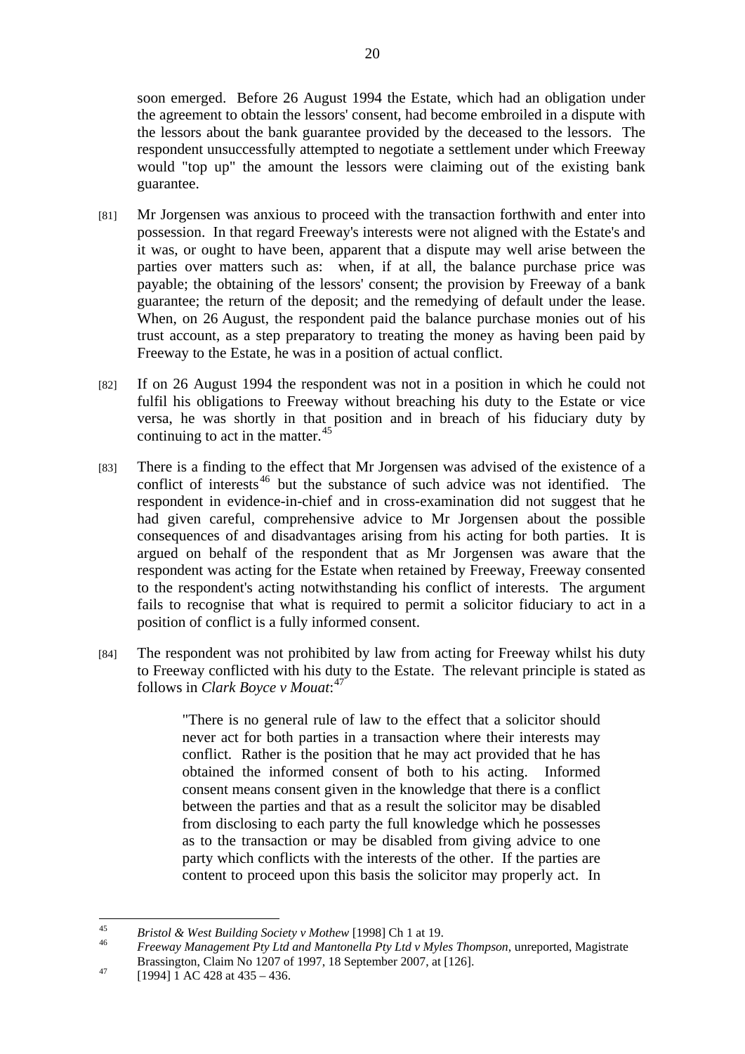soon emerged. Before 26 August 1994 the Estate, which had an obligation under the agreement to obtain the lessors' consent, had become embroiled in a dispute with the lessors about the bank guarantee provided by the deceased to the lessors. The respondent unsuccessfully attempted to negotiate a settlement under which Freeway would "top up" the amount the lessors were claiming out of the existing bank guarantee.

[81] Mr Jorgensen was anxious to proceed with the transaction forthwith and enter into possession. In that regard Freeway's interests were not aligned with the Estate's and it was, or ought to have been, apparent that a dispute may well arise between the parties over matters such as: when, if at all, the balance purchase price was payable; the obtaining of the lessors' consent; the provision by Freeway of a bank guarantee; the return of the deposit; and the remedying of default under the lease. When, on 26 August, the respondent paid the balance purchase monies out of his trust account, as a step preparatory to treating the money as having been paid by Freeway to the Estate, he was in a position of actual conflict.

[82] If on 26 August 1994 the respondent was not in a position in which he could not fulfil his obligations to Freeway without breaching his duty to the Estate or vice versa, he was shortly in that position and in breach of his fiduciary duty by continuing to act in the matter.[45]

[83] There is a finding to the effect that Mr Jorgensen was advised of the existence of a conflict of interests[46] but the substance of such advice was not identified. The respondent in evidence-in-chief and in cross-examination did not suggest that he had given careful, comprehensive advice to Mr Jorgensen about the possible consequences of and disadvantages arising from his acting for both parties. It is argued on behalf of the respondent that as Mr Jorgensen was aware that the respondent was acting for the Estate when retained by Freeway, Freeway consented to the respondent's acting notwithstanding his conflict of interests. The argument fails to recognise that what is required to permit a solicitor fiduciary to act in a position of conflict is a fully informed consent.

[84] The respondent was not prohibited by law from acting for Freeway whilst his duty to Freeway conflicted with his duty to the Estate. The relevant principle is stated as follows in *Clark Boyce v Mouat*:[47]

> "There is no general rule of law to the effect that a solicitor should never act for both parties in a transaction where their interests may conflict. Rather is the position that he may act provided that he has obtained the informed consent of both to his acting. Informed consent means consent given in the knowledge that there is a conflict between the parties and that as a result the solicitor may be disabled from disclosing to each party the full knowledge which he possesses as to the transaction or may be disabled from giving advice to one party which conflicts with the interests of the other. If the parties are content to proceed upon this basis the solicitor may properly act. In

---

[45] *Bristol & West Building Society v Mothew* [1998] Ch 1 at 19.

[46] *Freeway Management Pty Ltd and Mantonella Pty Ltd v Myles Thompson*, unreported, Magistrate Brassington, Claim No 1207 of 1997, 18 September 2007, at [126].

[47] [1994] 1 AC 428 at 435 – 436.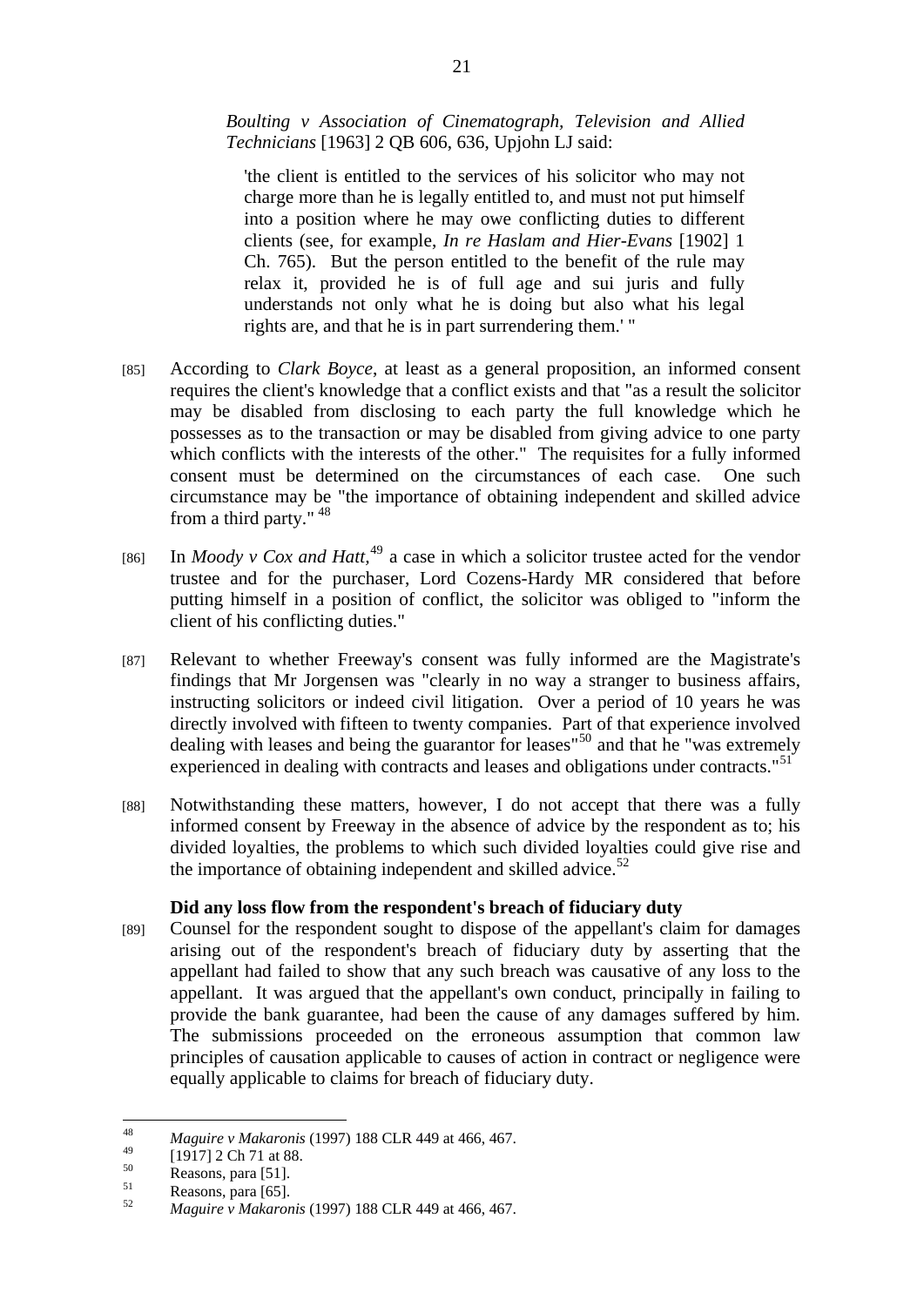*Boulting v Association of Cinematograph, Television and Allied Technicians* [1963] 2 QB 606, 636, Upjohn LJ said:

> 'the client is entitled to the services of his solicitor who may not charge more than he is legally entitled to, and must not put himself into a position where he may owe conflicting duties to different clients (see, for example, *In re Haslam and Hier-Evans* [1902] 1 Ch. 765). But the person entitled to the benefit of the rule may relax it, provided he is of full age and sui juris and fully understands not only what he is doing but also what his legal rights are, and that he is in part surrendering them.' "

[85] According to *Clark Boyce*, at least as a general proposition, an informed consent requires the client's knowledge that a conflict exists and that "as a result the solicitor may be disabled from disclosing to each party the full knowledge which he possesses as to the transaction or may be disabled from giving advice to one party which conflicts with the interests of the other." The requisites for a fully informed consent must be determined on the circumstances of each case. One such circumstance may be "the importance of obtaining independent and skilled advice from a third party." [48]

[86] In *Moody v Cox and Hatt*,[49] a case in which a solicitor trustee acted for the vendor trustee and for the purchaser, Lord Cozens-Hardy MR considered that before putting himself in a position of conflict, the solicitor was obliged to "inform the client of his conflicting duties."

[87] Relevant to whether Freeway's consent was fully informed are the Magistrate's findings that Mr Jorgensen was "clearly in no way a stranger to business affairs, instructing solicitors or indeed civil litigation. Over a period of 10 years he was directly involved with fifteen to twenty companies. Part of that experience involved dealing with leases and being the guarantor for leases"[50] and that he "was extremely experienced in dealing with contracts and leases and obligations under contracts."[51]

[88] Notwithstanding these matters, however, I do not accept that there was a fully informed consent by Freeway in the absence of advice by the respondent as to; his divided loyalties, the problems to which such divided loyalties could give rise and the importance of obtaining independent and skilled advice.[52]

**Did any loss flow from the respondent's breach of fiduciary duty**

[89] Counsel for the respondent sought to dispose of the appellant's claim for damages arising out of the respondent's breach of fiduciary duty by asserting that the appellant had failed to show that any such breach was causative of any loss to the appellant. It was argued that the appellant's own conduct, principally in failing to provide the bank guarantee, had been the cause of any damages suffered by him. The submissions proceeded on the erroneous assumption that common law principles of causation applicable to causes of action in contract or negligence were equally applicable to claims for breach of fiduciary duty.

---

[48] *Maguire v Makaronis* (1997) 188 CLR 449 at 466, 467.

[49] [1917] 2 Ch 71 at 88.

[50] Reasons, para [51].

[51] Reasons, para [65].

[52] *Maguire v Makaronis* (1997) 188 CLR 449 at 466, 467.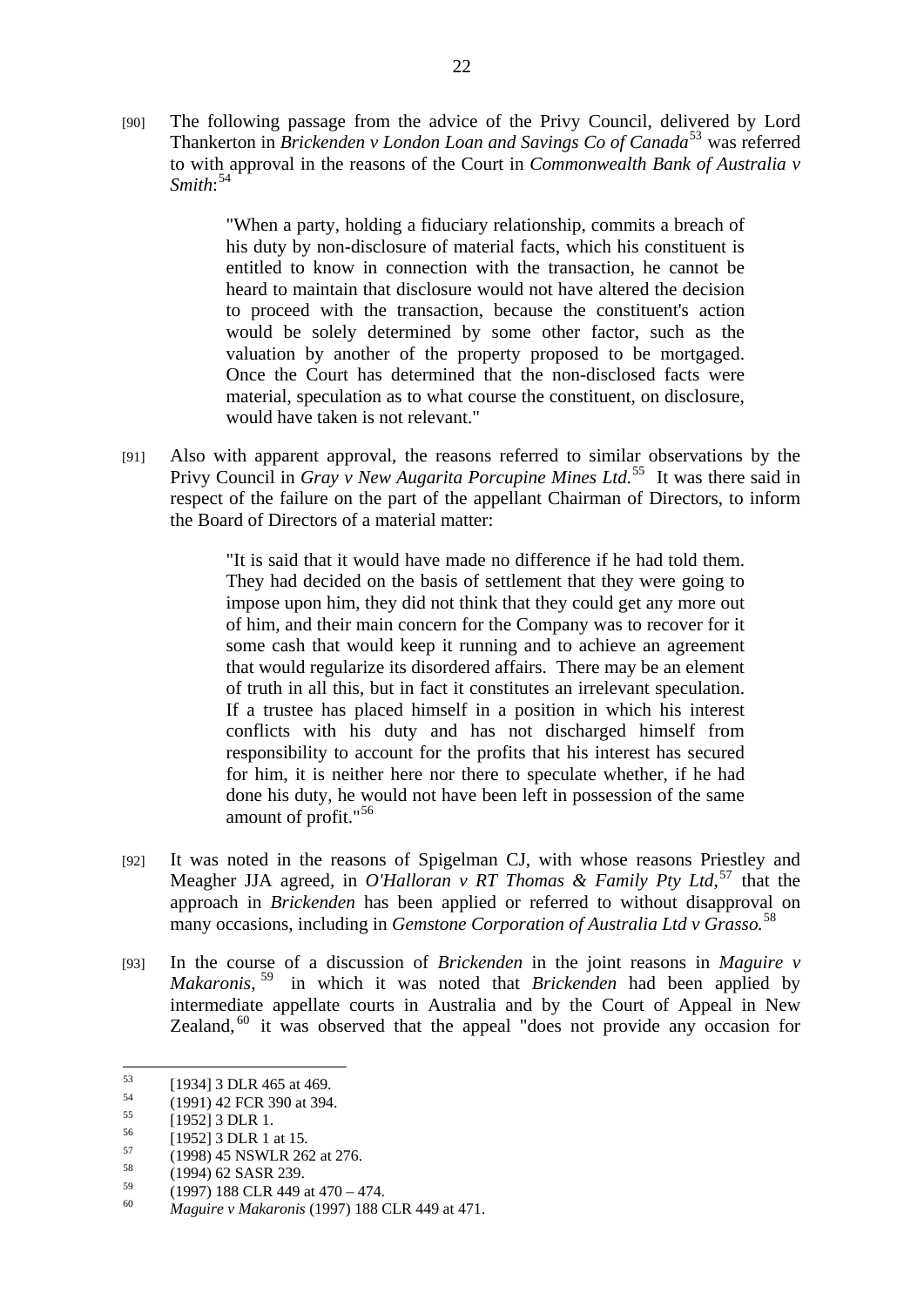[90] The following passage from the advice of the Privy Council, delivered by Lord Thankerton in *Brickenden v London Loan and Savings Co of Canada*[53] was referred to with approval in the reasons of the Court in *Commonwealth Bank of Australia v Smith*:[54]

> "When a party, holding a fiduciary relationship, commits a breach of his duty by non-disclosure of material facts, which his constituent is entitled to know in connection with the transaction, he cannot be heard to maintain that disclosure would not have altered the decision to proceed with the transaction, because the constituent's action would be solely determined by some other factor, such as the valuation by another of the property proposed to be mortgaged. Once the Court has determined that the non-disclosed facts were material, speculation as to what course the constituent, on disclosure, would have taken is not relevant."

[91] Also with apparent approval, the reasons referred to similar observations by the Privy Council in *Gray v New Augarita Porcupine Mines Ltd.*[55] It was there said in respect of the failure on the part of the appellant Chairman of Directors, to inform the Board of Directors of a material matter:

> "It is said that it would have made no difference if he had told them. They had decided on the basis of settlement that they were going to impose upon him, they did not think that they could get any more out of him, and their main concern for the Company was to recover for it some cash that would keep it running and to achieve an agreement that would regularize its disordered affairs. There may be an element of truth in all this, but in fact it constitutes an irrelevant speculation. If a trustee has placed himself in a position in which his interest conflicts with his duty and has not discharged himself from responsibility to account for the profits that his interest has secured for him, it is neither here nor there to speculate whether, if he had done his duty, he would not have been left in possession of the same amount of profit."[56]

[92] It was noted in the reasons of Spigelman CJ, with whose reasons Priestley and Meagher JJA agreed, in *O'Halloran v RT Thomas & Family Pty Ltd*,[57] that the approach in *Brickenden* has been applied or referred to without disapproval on many occasions, including in *Gemstone Corporation of Australia Ltd v Grasso.*[58]

[93] In the course of a discussion of *Brickenden* in the joint reasons in *Maguire v Makaronis*,[59] in which it was noted that *Brickenden* had been applied by intermediate appellate courts in Australia and by the Court of Appeal in New Zealand,[60] it was observed that the appeal "does not provide any occasion for

---

[53] [1934] 3 DLR 465 at 469.

[54] (1991) 42 FCR 390 at 394.

[55] [1952] 3 DLR 1.

[56] [1952] 3 DLR 1 at 15.

[57] (1998) 45 NSWLR 262 at 276.

[58] (1994) 62 SASR 239.

[59] (1997) 188 CLR 449 at 470 – 474.

[60] *Maguire v Makaronis* (1997) 188 CLR 449 at 471.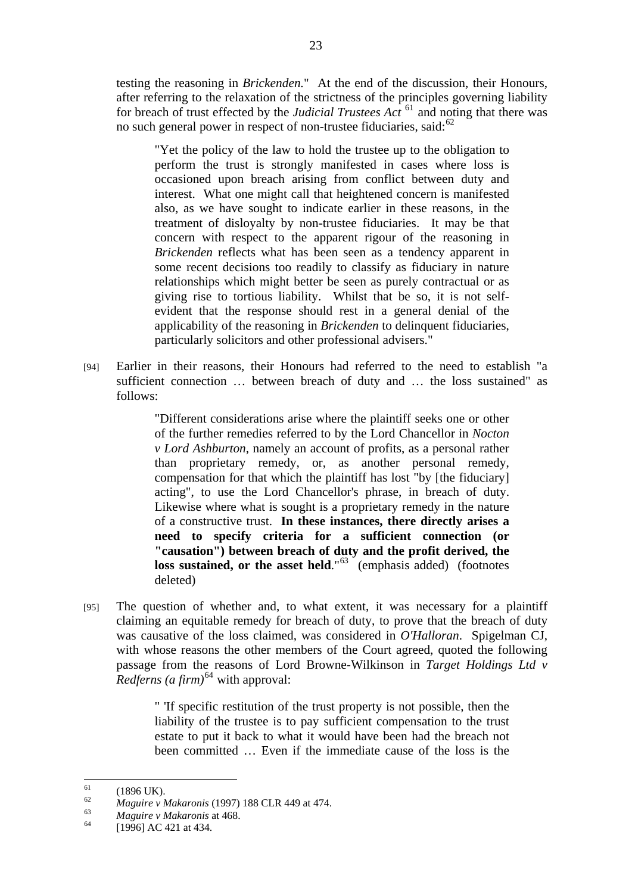testing the reasoning in *Brickenden.*" At the end of the discussion, their Honours, after referring to the relaxation of the strictness of the principles governing liability for breach of trust effected by the *Judicial Trustees Act* [61] and noting that there was no such general power in respect of non-trustee fiduciaries, said:[62]

> "Yet the policy of the law to hold the trustee up to the obligation to perform the trust is strongly manifested in cases where loss is occasioned upon breach arising from conflict between duty and interest. What one might call that heightened concern is manifested also, as we have sought to indicate earlier in these reasons, in the treatment of disloyalty by non-trustee fiduciaries. It may be that concern with respect to the apparent rigour of the reasoning in *Brickenden* reflects what has been seen as a tendency apparent in some recent decisions too readily to classify as fiduciary in nature relationships which might better be seen as purely contractual or as giving rise to tortious liability. Whilst that be so, it is not self-evident that the response should rest in a general denial of the applicability of the reasoning in *Brickenden* to delinquent fiduciaries, particularly solicitors and other professional advisers."

[94] Earlier in their reasons, their Honours had referred to the need to establish "a sufficient connection … between breach of duty and … the loss sustained" as follows:

> "Different considerations arise where the plaintiff seeks one or other of the further remedies referred to by the Lord Chancellor in *Nocton v Lord Ashburton*, namely an account of profits, as a personal rather than proprietary remedy, or, as another personal remedy, compensation for that which the plaintiff has lost "by [the fiduciary] acting", to use the Lord Chancellor's phrase, in breach of duty. Likewise where what is sought is a proprietary remedy in the nature of a constructive trust. **In these instances, there directly arises a need to specify criteria for a sufficient connection (or "causation") between breach of duty and the profit derived, the loss sustained, or the asset held**."[63] (emphasis added) (footnotes deleted)

[95] The question of whether and, to what extent, it was necessary for a plaintiff claiming an equitable remedy for breach of duty, to prove that the breach of duty was causative of the loss claimed, was considered in *O'Halloran*. Spigelman CJ, with whose reasons the other members of the Court agreed, quoted the following passage from the reasons of Lord Browne-Wilkinson in *Target Holdings Ltd v Redferns (a firm)*[64] with approval:

> " 'If specific restitution of the trust property is not possible, then the liability of the trustee is to pay sufficient compensation to the trust estate to put it back to what it would have been had the breach not been committed … Even if the immediate cause of the loss is the

---

[61] (1896 UK).

[62] *Maguire v Makaronis* (1997) 188 CLR 449 at 474.

[63] *Maguire v Makaronis* at 468.

[64] [1996] AC 421 at 434.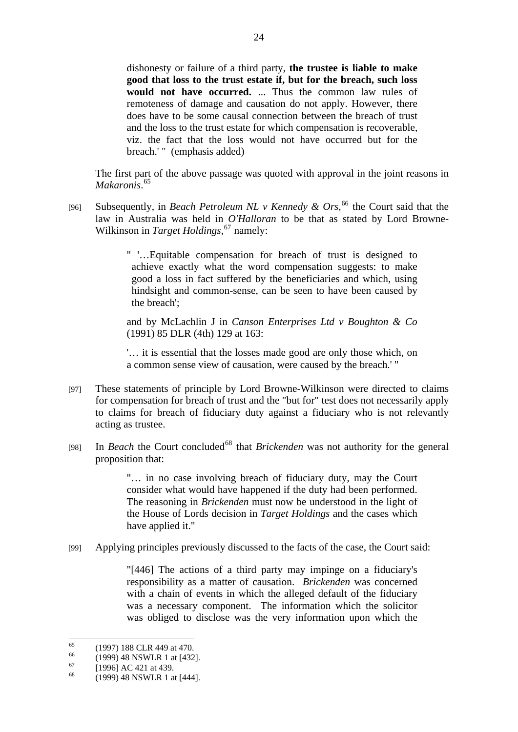> dishonesty or failure of a third party, **the trustee is liable to make good that loss to the trust estate if, but for the breach, such loss would not have occurred.** ... Thus the common law rules of remoteness of damage and causation do not apply. However, there does have to be some causal connection between the breach of trust and the loss to the trust estate for which compensation is recoverable, viz. the fact that the loss would not have occurred but for the breach.' " (emphasis added)

The first part of the above passage was quoted with approval in the joint reasons in *Makaronis*.[65]

[96] Subsequently, in *Beach Petroleum NL v Kennedy & Ors*,[66] the Court said that the law in Australia was held in *O'Halloran* to be that as stated by Lord Browne-Wilkinson in *Target Holdings*,[67] namely:

> " '…Equitable compensation for breach of trust is designed to achieve exactly what the word compensation suggests: to make good a loss in fact suffered by the beneficiaries and which, using hindsight and common-sense, can be seen to have been caused by the breach';
>
> and by McLachlin J in *Canson Enterprises Ltd v Boughton & Co* (1991) 85 DLR (4th) 129 at 163:
>
> '… it is essential that the losses made good are only those which, on a common sense view of causation, were caused by the breach.' "

[97] These statements of principle by Lord Browne-Wilkinson were directed to claims for compensation for breach of trust and the "but for" test does not necessarily apply to claims for breach of fiduciary duty against a fiduciary who is not relevantly acting as trustee.

[98] In *Beach* the Court concluded[68] that *Brickenden* was not authority for the general proposition that:

> "… in no case involving breach of fiduciary duty, may the Court consider what would have happened if the duty had been performed. The reasoning in *Brickenden* must now be understood in the light of the House of Lords decision in *Target Holdings* and the cases which have applied it."

[99] Applying principles previously discussed to the facts of the case, the Court said:

> "[446] The actions of a third party may impinge on a fiduciary's responsibility as a matter of causation. *Brickenden* was concerned with a chain of events in which the alleged default of the fiduciary was a necessary component. The information which the solicitor was obliged to disclose was the very information upon which the

---

[65] (1997) 188 CLR 449 at 470.

[66] (1999) 48 NSWLR 1 at [432].

[67] [1996] AC 421 at 439.

[68] (1999) 48 NSWLR 1 at [444].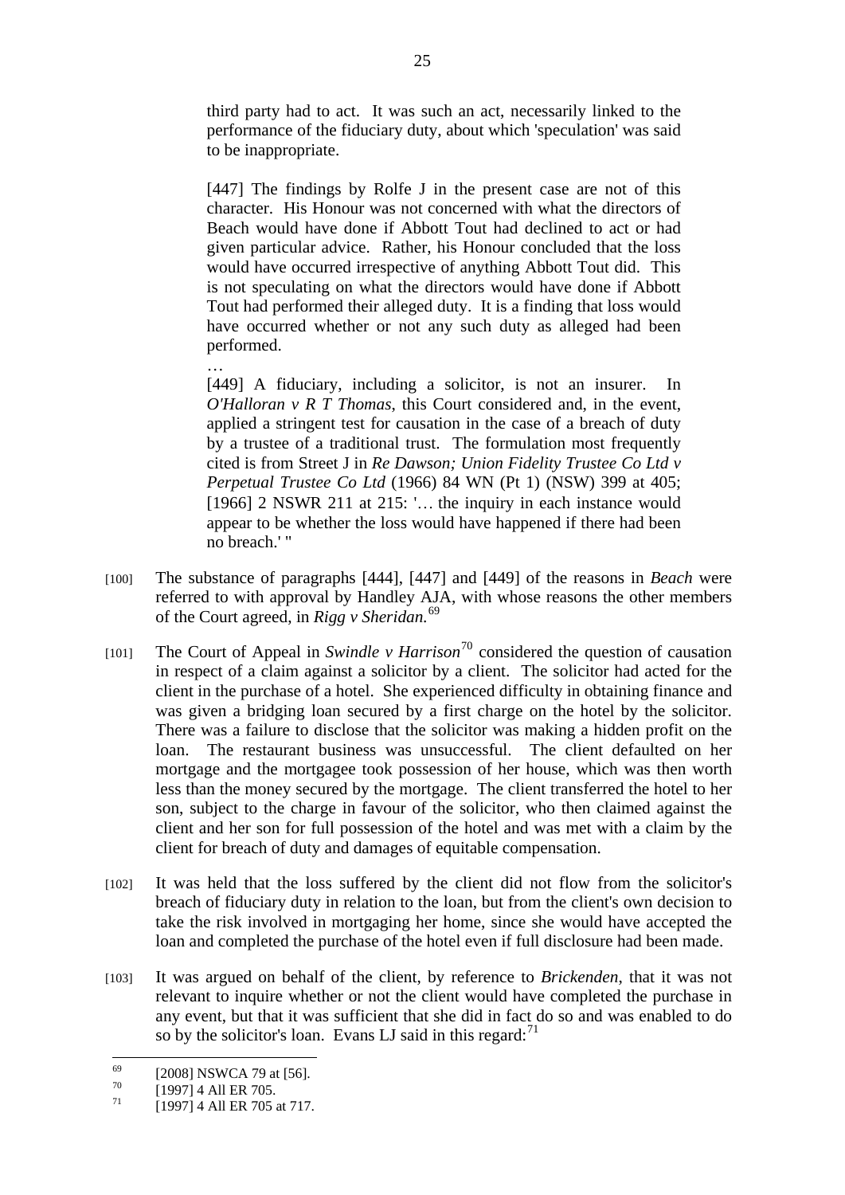> third party had to act. It was such an act, necessarily linked to the performance of the fiduciary duty, about which 'speculation' was said to be inappropriate.
>
> [447] The findings by Rolfe J in the present case are not of this character. His Honour was not concerned with what the directors of Beach would have done if Abbott Tout had declined to act or had given particular advice. Rather, his Honour concluded that the loss would have occurred irrespective of anything Abbott Tout did. This is not speculating on what the directors would have done if Abbott Tout had performed their alleged duty. It is a finding that loss would have occurred whether or not any such duty as alleged had been performed.
>
> …
>
> [449] A fiduciary, including a solicitor, is not an insurer. In *O'Halloran v R T Thomas*, this Court considered and, in the event, applied a stringent test for causation in the case of a breach of duty by a trustee of a traditional trust. The formulation most frequently cited is from Street J in *Re Dawson; Union Fidelity Trustee Co Ltd v Perpetual Trustee Co Ltd* (1966) 84 WN (Pt 1) (NSW) 399 at 405; [1966] 2 NSWR 211 at 215: '… the inquiry in each instance would appear to be whether the loss would have happened if there had been no breach.' "

[100] The substance of paragraphs [444], [447] and [449] of the reasons in *Beach* were referred to with approval by Handley AJA, with whose reasons the other members of the Court agreed, in *Rigg v Sheridan.*[69]

[101] The Court of Appeal in *Swindle v Harrison*[70] considered the question of causation in respect of a claim against a solicitor by a client. The solicitor had acted for the client in the purchase of a hotel. She experienced difficulty in obtaining finance and was given a bridging loan secured by a first charge on the hotel by the solicitor. There was a failure to disclose that the solicitor was making a hidden profit on the loan. The restaurant business was unsuccessful. The client defaulted on her mortgage and the mortgagee took possession of her house, which was then worth less than the money secured by the mortgage. The client transferred the hotel to her son, subject to the charge in favour of the solicitor, who then claimed against the client and her son for full possession of the hotel and was met with a claim by the client for breach of duty and damages of equitable compensation.

[102] It was held that the loss suffered by the client did not flow from the solicitor's breach of fiduciary duty in relation to the loan, but from the client's own decision to take the risk involved in mortgaging her home, since she would have accepted the loan and completed the purchase of the hotel even if full disclosure had been made.

[103] It was argued on behalf of the client, by reference to *Brickenden*, that it was not relevant to inquire whether or not the client would have completed the purchase in any event, but that it was sufficient that she did in fact do so and was enabled to do so by the solicitor's loan. Evans LJ said in this regard:[71]

---

[69] [2008] NSWCA 79 at [56].

[70] [1997] 4 All ER 705.

[71] [1997] 4 All ER 705 at 717.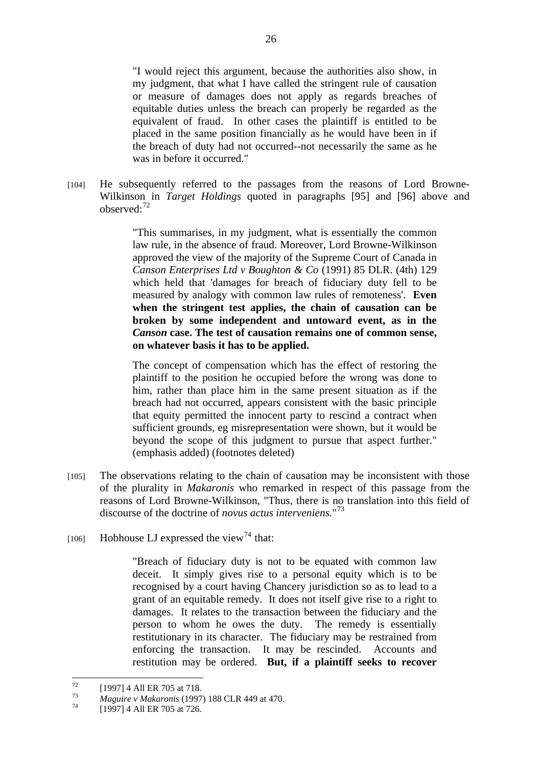> "I would reject this argument, because the authorities also show, in my judgment, that what I have called the stringent rule of causation or measure of damages does not apply as regards breaches of equitable duties unless the breach can properly be regarded as the equivalent of fraud. In other cases the plaintiff is entitled to be placed in the same position financially as he would have been in if the breach of duty had not occurred--not necessarily the same as he was in before it occurred."

[104] He subsequently referred to the passages from the reasons of Lord Browne-Wilkinson in *Target Holdings* quoted in paragraphs [95] and [96] above and observed:[72]

> "This summarises, in my judgment, what is essentially the common law rule, in the absence of fraud. Moreover, Lord Browne-Wilkinson approved the view of the majority of the Supreme Court of Canada in *Canson Enterprises Ltd v Boughton & Co* (1991) 85 DLR. (4th) 129 which held that 'damages for breach of fiduciary duty fell to be measured by analogy with common law rules of remoteness'. **Even when the stringent test applies, the chain of causation can be broken by some independent and untoward event, as in the *Canson* case. The test of causation remains one of common sense, on whatever basis it has to be applied.**
>
> The concept of compensation which has the effect of restoring the plaintiff to the position he occupied before the wrong was done to him, rather than place him in the same present situation as if the breach had not occurred, appears consistent with the basic principle that equity permitted the innocent party to rescind a contract when sufficient grounds, eg misrepresentation were shown, but it would be beyond the scope of this judgment to pursue that aspect further." (emphasis added) (footnotes deleted)

[105] The observations relating to the chain of causation may be inconsistent with those of the plurality in *Makaronis* who remarked in respect of this passage from the reasons of Lord Browne-Wilkinson, "Thus, there is no translation into this field of discourse of the doctrine of *novus actus interveniens.*"[73]

[106] Hobhouse LJ expressed the view[74] that:

> "Breach of fiduciary duty is not to be equated with common law deceit. It simply gives rise to a personal equity which is to be recognised by a court having Chancery jurisdiction so as to lead to a grant of an equitable remedy. It does not itself give rise to a right to damages. It relates to the transaction between the fiduciary and the person to whom he owes the duty. The remedy is essentially restitutionary in its character. The fiduciary may be restrained from enforcing the transaction. It may be rescinded. Accounts and restitution may be ordered. **But, if a plaintiff seeks to recover**

---

[72] [1997] 4 All ER 705 at 718.

[73] *Maguire v Makaronis* (1997) 188 CLR 449 at 470.

[74] [1997] 4 All ER 705 at 726.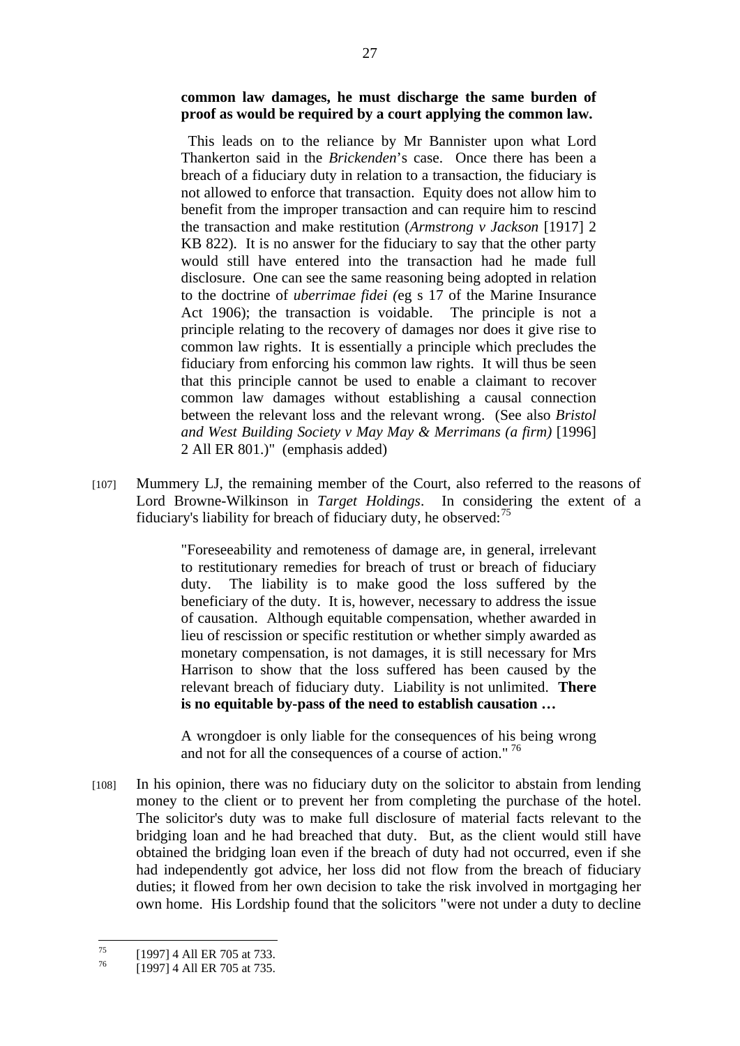> **common law damages, he must discharge the same burden of proof as would be required by a court applying the common law.**
>
> This leads on to the reliance by Mr Bannister upon what Lord Thankerton said in the *Brickenden*'s case. Once there has been a breach of a fiduciary duty in relation to a transaction, the fiduciary is not allowed to enforce that transaction. Equity does not allow him to benefit from the improper transaction and can require him to rescind the transaction and make restitution (*Armstrong v Jackson* [1917] 2 KB 822). It is no answer for the fiduciary to say that the other party would still have entered into the transaction had he made full disclosure. One can see the same reasoning being adopted in relation to the doctrine of *uberrimae fidei (*eg s 17 of the Marine Insurance Act 1906); the transaction is voidable. The principle is not a principle relating to the recovery of damages nor does it give rise to common law rights. It is essentially a principle which precludes the fiduciary from enforcing his common law rights. It will thus be seen that this principle cannot be used to enable a claimant to recover common law damages without establishing a causal connection between the relevant loss and the relevant wrong. (See also *Bristol and West Building Society v May May & Merrimans (a firm)* [1996] 2 All ER 801.)" (emphasis added)

[107] Mummery LJ, the remaining member of the Court, also referred to the reasons of Lord Browne-Wilkinson in *Target Holdings*. In considering the extent of a fiduciary's liability for breach of fiduciary duty, he observed:[75]

> "Foreseeability and remoteness of damage are, in general, irrelevant to restitutionary remedies for breach of trust or breach of fiduciary duty. The liability is to make good the loss suffered by the beneficiary of the duty. It is, however, necessary to address the issue of causation. Although equitable compensation, whether awarded in lieu of rescission or specific restitution or whether simply awarded as monetary compensation, is not damages, it is still necessary for Mrs Harrison to show that the loss suffered has been caused by the relevant breach of fiduciary duty. Liability is not unlimited. **There is no equitable by-pass of the need to establish causation …**
>
> A wrongdoer is only liable for the consequences of his being wrong and not for all the consequences of a course of action." [76]

[108] In his opinion, there was no fiduciary duty on the solicitor to abstain from lending money to the client or to prevent her from completing the purchase of the hotel. The solicitor's duty was to make full disclosure of material facts relevant to the bridging loan and he had breached that duty. But, as the client would still have obtained the bridging loan even if the breach of duty had not occurred, even if she had independently got advice, her loss did not flow from the breach of fiduciary duties; it flowed from her own decision to take the risk involved in mortgaging her own home. His Lordship found that the solicitors "were not under a duty to decline

---

[75] [1997] 4 All ER 705 at 733.

[76] [1997] 4 All ER 705 at 735.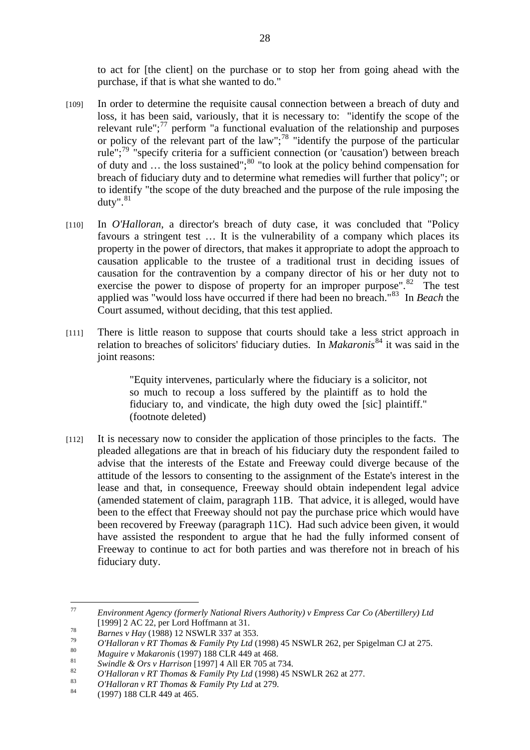to act for [the client] on the purchase or to stop her from going ahead with the purchase, if that is what she wanted to do."

[109] In order to determine the requisite causal connection between a breach of duty and loss, it has been said, variously, that it is necessary to: "identify the scope of the relevant rule";[77] perform "a functional evaluation of the relationship and purposes or policy of the relevant part of the law";[78] "identify the purpose of the particular rule";[79] "specify criteria for a sufficient connection (or 'causation') between breach of duty and … the loss sustained";[80] "to look at the policy behind compensation for breach of fiduciary duty and to determine what remedies will further that policy"; or to identify "the scope of the duty breached and the purpose of the rule imposing the duty".[81]

[110] In *O'Halloran*, a director's breach of duty case, it was concluded that "Policy favours a stringent test … It is the vulnerability of a company which places its property in the power of directors, that makes it appropriate to adopt the approach to causation applicable to the trustee of a traditional trust in deciding issues of causation for the contravention by a company director of his or her duty not to exercise the power to dispose of property for an improper purpose".[82] The test applied was "would loss have occurred if there had been no breach."[83] In *Beach* the Court assumed, without deciding, that this test applied.

[111] There is little reason to suppose that courts should take a less strict approach in relation to breaches of solicitors' fiduciary duties. In *Makaronis*[84] it was said in the joint reasons:

> "Equity intervenes, particularly where the fiduciary is a solicitor, not so much to recoup a loss suffered by the plaintiff as to hold the fiduciary to, and vindicate, the high duty owed the [sic] plaintiff." (footnote deleted)

[112] It is necessary now to consider the application of those principles to the facts. The pleaded allegations are that in breach of his fiduciary duty the respondent failed to advise that the interests of the Estate and Freeway could diverge because of the attitude of the lessors to consenting to the assignment of the Estate's interest in the lease and that, in consequence, Freeway should obtain independent legal advice (amended statement of claim, paragraph 11B. That advice, it is alleged, would have been to the effect that Freeway should not pay the purchase price which would have been recovered by Freeway (paragraph 11C). Had such advice been given, it would have assisted the respondent to argue that he had the fully informed consent of Freeway to continue to act for both parties and was therefore not in breach of his fiduciary duty.

---

[77] *Environment Agency (formerly National Rivers Authority) v Empress Car Co (Abertillery) Ltd* [1999] 2 AC 22, per Lord Hoffmann at 31.

[78] *Barnes v Hay* (1988) 12 NSWLR 337 at 353.

[79] *O'Halloran v RT Thomas & Family Pty Ltd* (1998) 45 NSWLR 262, per Spigelman CJ at 275.

[80] *Maguire v Makaronis* (1997) 188 CLR 449 at 468.

[81] *Swindle & Ors v Harrison* [1997] 4 All ER 705 at 734.

[82] *O'Halloran v RT Thomas & Family Pty Ltd* (1998) 45 NSWLR 262 at 277.

[83] *O'Halloran v RT Thomas & Family Pty Ltd* at 279.

[84] (1997) 188 CLR 449 at 465.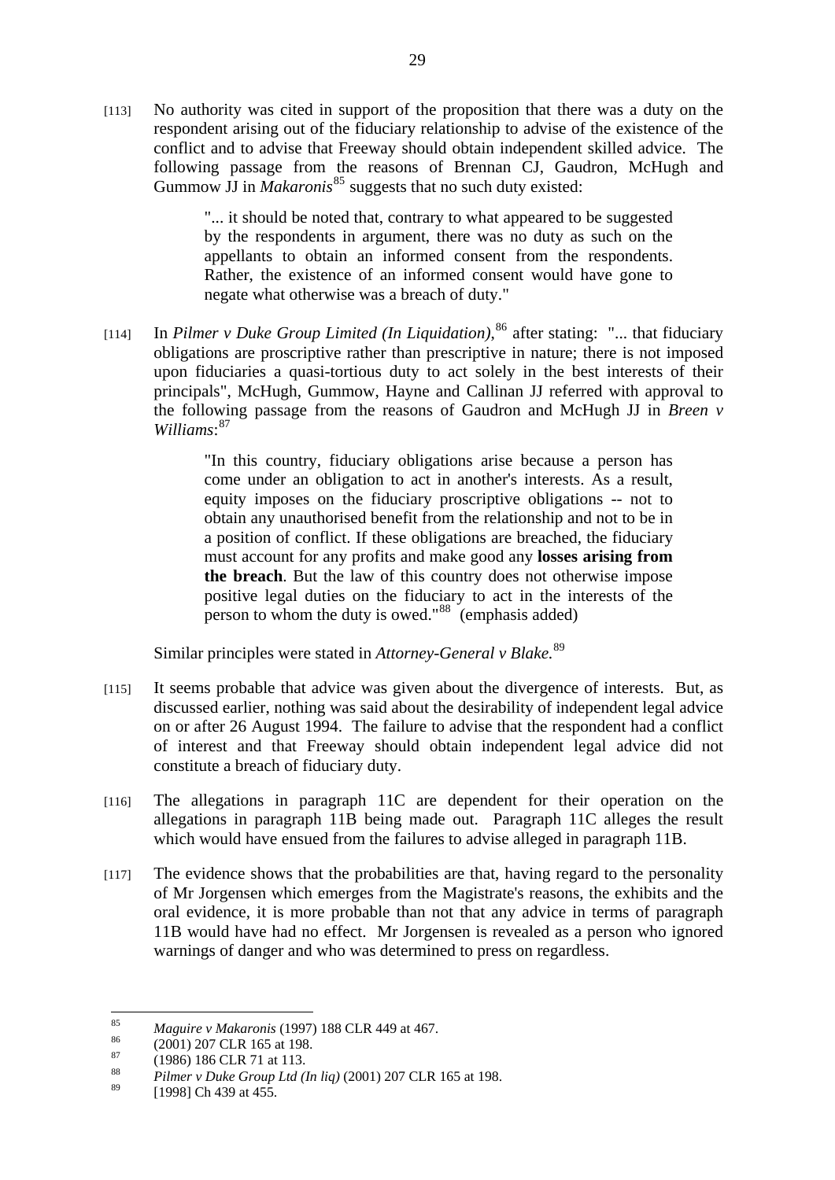[113] No authority was cited in support of the proposition that there was a duty on the respondent arising out of the fiduciary relationship to advise of the existence of the conflict and to advise that Freeway should obtain independent skilled advice. The following passage from the reasons of Brennan CJ, Gaudron, McHugh and Gummow JJ in *Makaronis*[85] suggests that no such duty existed:

> "... it should be noted that, contrary to what appeared to be suggested by the respondents in argument, there was no duty as such on the appellants to obtain an informed consent from the respondents. Rather, the existence of an informed consent would have gone to negate what otherwise was a breach of duty."

[114] In *Pilmer v Duke Group Limited (In Liquidation)*,[86] after stating: "... that fiduciary obligations are proscriptive rather than prescriptive in nature; there is not imposed upon fiduciaries a quasi-tortious duty to act solely in the best interests of their principals", McHugh, Gummow, Hayne and Callinan JJ referred with approval to the following passage from the reasons of Gaudron and McHugh JJ in *Breen v Williams*:[87]

> "In this country, fiduciary obligations arise because a person has come under an obligation to act in another's interests. As a result, equity imposes on the fiduciary proscriptive obligations -- not to obtain any unauthorised benefit from the relationship and not to be in a position of conflict. If these obligations are breached, the fiduciary must account for any profits and make good any **losses arising from the breach**. But the law of this country does not otherwise impose positive legal duties on the fiduciary to act in the interests of the person to whom the duty is owed."[88] (emphasis added)

Similar principles were stated in *Attorney-General v Blake.*[89]

[115] It seems probable that advice was given about the divergence of interests. But, as discussed earlier, nothing was said about the desirability of independent legal advice on or after 26 August 1994. The failure to advise that the respondent had a conflict of interest and that Freeway should obtain independent legal advice did not constitute a breach of fiduciary duty.

[116] The allegations in paragraph 11C are dependent for their operation on the allegations in paragraph 11B being made out. Paragraph 11C alleges the result which would have ensued from the failures to advise alleged in paragraph 11B.

[117] The evidence shows that the probabilities are that, having regard to the personality of Mr Jorgensen which emerges from the Magistrate's reasons, the exhibits and the oral evidence, it is more probable than not that any advice in terms of paragraph 11B would have had no effect. Mr Jorgensen is revealed as a person who ignored warnings of danger and who was determined to press on regardless.

---

[85] *Maguire v Makaronis* (1997) 188 CLR 449 at 467.

[86] (2001) 207 CLR 165 at 198.

[87] (1986) 186 CLR 71 at 113.

[88] *Pilmer v Duke Group Ltd (In liq)* (2001) 207 CLR 165 at 198.

[89] [1998] Ch 439 at 455.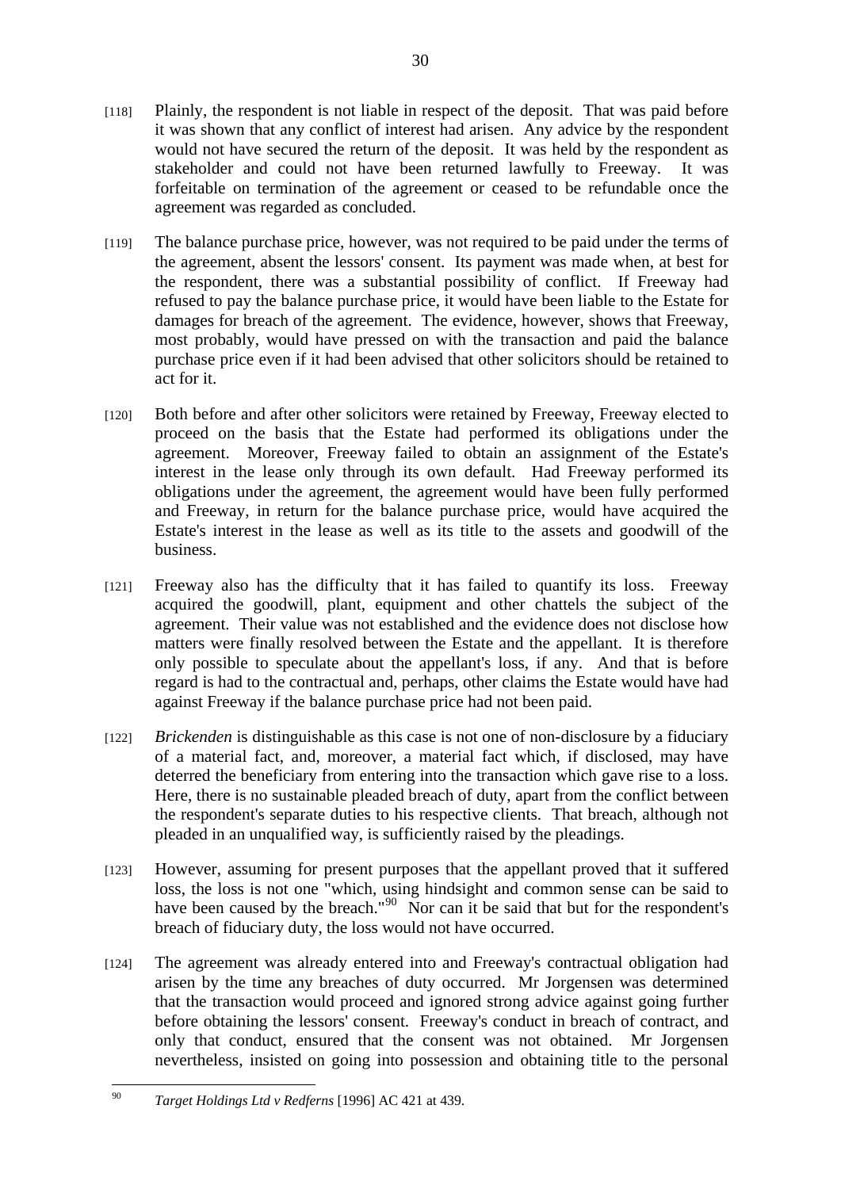[118] Plainly, the respondent is not liable in respect of the deposit. That was paid before it was shown that any conflict of interest had arisen. Any advice by the respondent would not have secured the return of the deposit. It was held by the respondent as stakeholder and could not have been returned lawfully to Freeway. It was forfeitable on termination of the agreement or ceased to be refundable once the agreement was regarded as concluded.

[119] The balance purchase price, however, was not required to be paid under the terms of the agreement, absent the lessors' consent. Its payment was made when, at best for the respondent, there was a substantial possibility of conflict. If Freeway had refused to pay the balance purchase price, it would have been liable to the Estate for damages for breach of the agreement. The evidence, however, shows that Freeway, most probably, would have pressed on with the transaction and paid the balance purchase price even if it had been advised that other solicitors should be retained to act for it.

[120] Both before and after other solicitors were retained by Freeway, Freeway elected to proceed on the basis that the Estate had performed its obligations under the agreement. Moreover, Freeway failed to obtain an assignment of the Estate's interest in the lease only through its own default. Had Freeway performed its obligations under the agreement, the agreement would have been fully performed and Freeway, in return for the balance purchase price, would have acquired the Estate's interest in the lease as well as its title to the assets and goodwill of the business.

[121] Freeway also has the difficulty that it has failed to quantify its loss. Freeway acquired the goodwill, plant, equipment and other chattels the subject of the agreement. Their value was not established and the evidence does not disclose how matters were finally resolved between the Estate and the appellant. It is therefore only possible to speculate about the appellant's loss, if any. And that is before regard is had to the contractual and, perhaps, other claims the Estate would have had against Freeway if the balance purchase price had not been paid.

[122] *Brickenden* is distinguishable as this case is not one of non-disclosure by a fiduciary of a material fact, and, moreover, a material fact which, if disclosed, may have deterred the beneficiary from entering into the transaction which gave rise to a loss. Here, there is no sustainable pleaded breach of duty, apart from the conflict between the respondent's separate duties to his respective clients. That breach, although not pleaded in an unqualified way, is sufficiently raised by the pleadings.

[123] However, assuming for present purposes that the appellant proved that it suffered loss, the loss is not one "which, using hindsight and common sense can be said to have been caused by the breach."[90] Nor can it be said that but for the respondent's breach of fiduciary duty, the loss would not have occurred.

[124] The agreement was already entered into and Freeway's contractual obligation had arisen by the time any breaches of duty occurred. Mr Jorgensen was determined that the transaction would proceed and ignored strong advice against going further before obtaining the lessors' consent. Freeway's conduct in breach of contract, and only that conduct, ensured that the consent was not obtained. Mr Jorgensen nevertheless, insisted on going into possession and obtaining title to the personal

---

[90] *Target Holdings Ltd v Redferns* [1996] AC 421 at 439.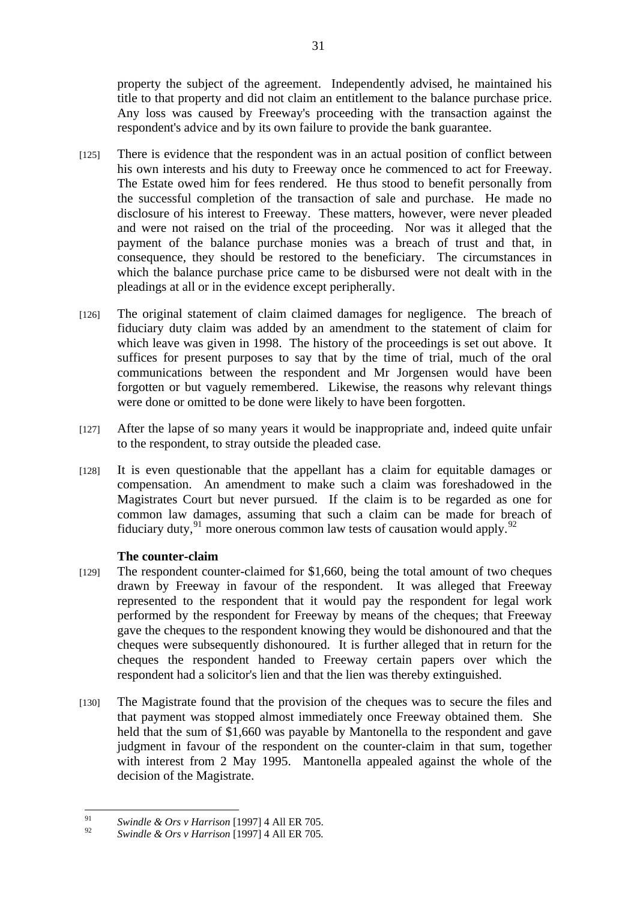property the subject of the agreement. Independently advised, he maintained his title to that property and did not claim an entitlement to the balance purchase price. Any loss was caused by Freeway's proceeding with the transaction against the respondent's advice and by its own failure to provide the bank guarantee.

[125] There is evidence that the respondent was in an actual position of conflict between his own interests and his duty to Freeway once he commenced to act for Freeway. The Estate owed him for fees rendered. He thus stood to benefit personally from the successful completion of the transaction of sale and purchase. He made no disclosure of his interest to Freeway. These matters, however, were never pleaded and were not raised on the trial of the proceeding. Nor was it alleged that the payment of the balance purchase monies was a breach of trust and that, in consequence, they should be restored to the beneficiary. The circumstances in which the balance purchase price came to be disbursed were not dealt with in the pleadings at all or in the evidence except peripherally.

[126] The original statement of claim claimed damages for negligence. The breach of fiduciary duty claim was added by an amendment to the statement of claim for which leave was given in 1998. The history of the proceedings is set out above. It suffices for present purposes to say that by the time of trial, much of the oral communications between the respondent and Mr Jorgensen would have been forgotten or but vaguely remembered. Likewise, the reasons why relevant things were done or omitted to be done were likely to have been forgotten.

[127] After the lapse of so many years it would be inappropriate and, indeed quite unfair to the respondent, to stray outside the pleaded case.

[128] It is even questionable that the appellant has a claim for equitable damages or compensation. An amendment to make such a claim was foreshadowed in the Magistrates Court but never pursued. If the claim is to be regarded as one for common law damages, assuming that such a claim can be made for breach of fiduciary duty,[91] more onerous common law tests of causation would apply.[92]

### The counter-claim

[129] The respondent counter-claimed for $1,660, being the total amount of two cheques drawn by Freeway in favour of the respondent. It was alleged that Freeway represented to the respondent that it would pay the respondent for legal work performed by the respondent for Freeway by means of the cheques; that Freeway gave the cheques to the respondent knowing they would be dishonoured and that the cheques were subsequently dishonoured. It is further alleged that in return for the cheques the respondent handed to Freeway certain papers over which the respondent had a solicitor's lien and that the lien was thereby extinguished.

[130] The Magistrate found that the provision of the cheques was to secure the files and that payment was stopped almost immediately once Freeway obtained them. She held that the sum of $1,660 was payable by Mantonella to the respondent and gave judgment in favour of the respondent on the counter-claim in that sum, together with interest from 2 May 1995. Mantonella appealed against the whole of the decision of the Magistrate.

---

[91] *Swindle & Ors v Harrison* [1997] 4 All ER 705.

[92] *Swindle & Ors v Harrison* [1997] 4 All ER 705.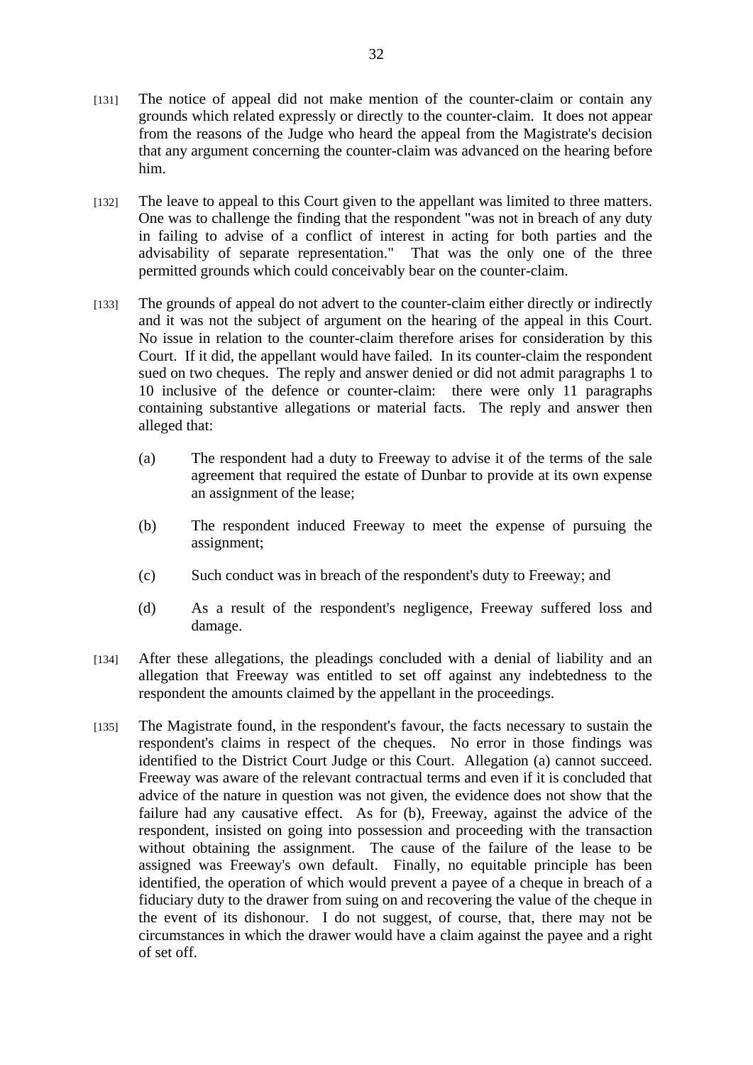[131] The notice of appeal did not make mention of the counter-claim or contain any grounds which related expressly or directly to the counter-claim. It does not appear from the reasons of the Judge who heard the appeal from the Magistrate's decision that any argument concerning the counter-claim was advanced on the hearing before him.

[132] The leave to appeal to this Court given to the appellant was limited to three matters. One was to challenge the finding that the respondent "was not in breach of any duty in failing to advise of a conflict of interest in acting for both parties and the advisability of separate representation." That was the only one of the three permitted grounds which could conceivably bear on the counter-claim.

[133] The grounds of appeal do not advert to the counter-claim either directly or indirectly and it was not the subject of argument on the hearing of the appeal in this Court. No issue in relation to the counter-claim therefore arises for consideration by this Court. If it did, the appellant would have failed. In its counter-claim the respondent sued on two cheques. The reply and answer denied or did not admit paragraphs 1 to 10 inclusive of the defence or counter-claim: there were only 11 paragraphs containing substantive allegations or material facts. The reply and answer then alleged that:

(a) The respondent had a duty to Freeway to advise it of the terms of the sale agreement that required the estate of Dunbar to provide at its own expense an assignment of the lease;

(b) The respondent induced Freeway to meet the expense of pursuing the assignment;

(c) Such conduct was in breach of the respondent's duty to Freeway; and

(d) As a result of the respondent's negligence, Freeway suffered loss and damage.

[134] After these allegations, the pleadings concluded with a denial of liability and an allegation that Freeway was entitled to set off against any indebtedness to the respondent the amounts claimed by the appellant in the proceedings.

[135] The Magistrate found, in the respondent's favour, the facts necessary to sustain the respondent's claims in respect of the cheques. No error in those findings was identified to the District Court Judge or this Court. Allegation (a) cannot succeed. Freeway was aware of the relevant contractual terms and even if it is concluded that advice of the nature in question was not given, the evidence does not show that the failure had any causative effect. As for (b), Freeway, against the advice of the respondent, insisted on going into possession and proceeding with the transaction without obtaining the assignment. The cause of the failure of the lease to be assigned was Freeway's own default. Finally, no equitable principle has been identified, the operation of which would prevent a payee of a cheque in breach of a fiduciary duty to the drawer from suing on and recovering the value of the cheque in the event of its dishonour. I do not suggest, of course, that, there may not be circumstances in which the drawer would have a claim against the payee and a right of set off.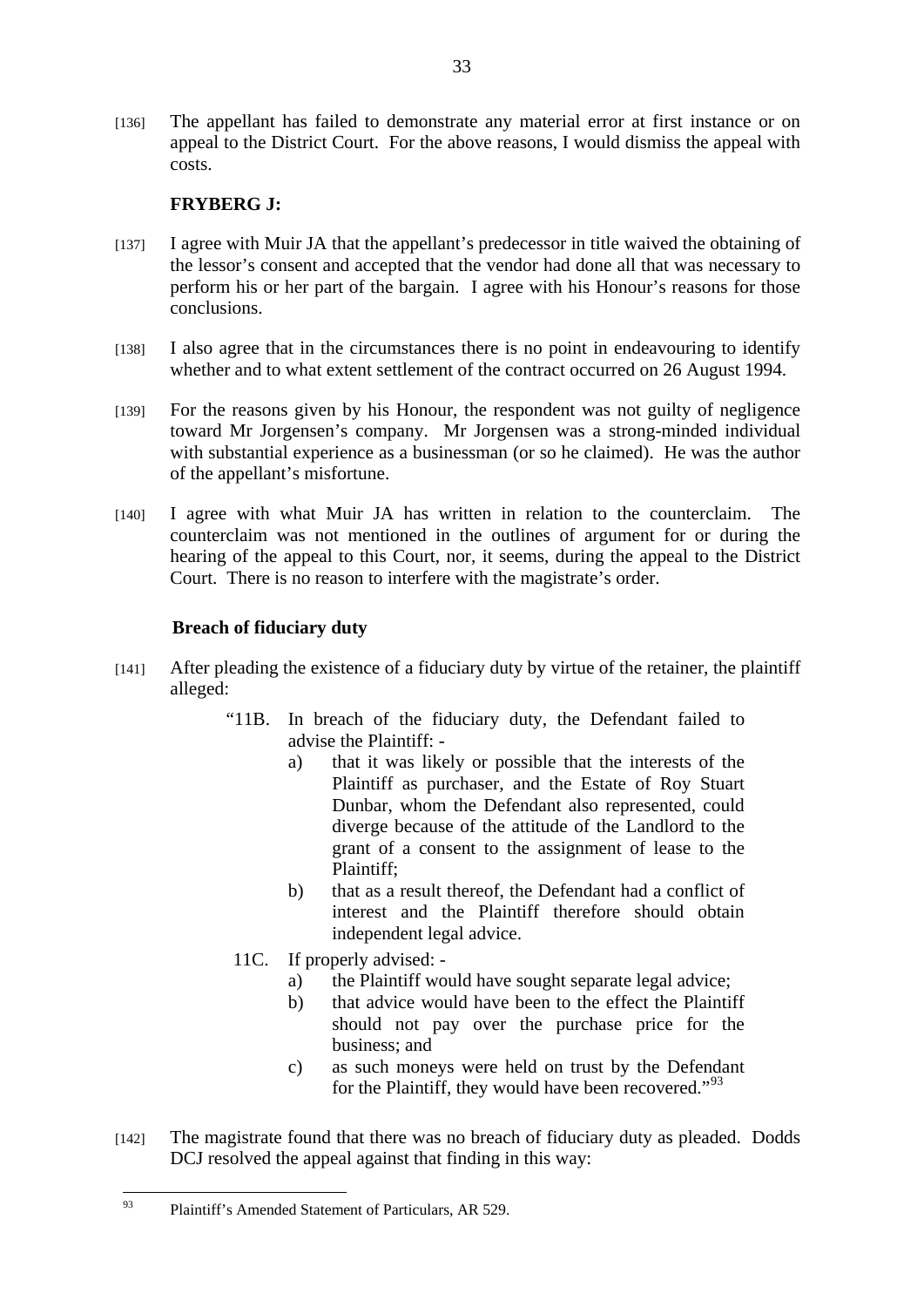[136] The appellant has failed to demonstrate any material error at first instance or on appeal to the District Court. For the above reasons, I would dismiss the appeal with costs.

**FRYBERG J:**

[137] I agree with Muir JA that the appellant's predecessor in title waived the obtaining of the lessor's consent and accepted that the vendor had done all that was necessary to perform his or her part of the bargain. I agree with his Honour's reasons for those conclusions.

[138] I also agree that in the circumstances there is no point in endeavouring to identify whether and to what extent settlement of the contract occurred on 26 August 1994.

[139] For the reasons given by his Honour, the respondent was not guilty of negligence toward Mr Jorgensen's company. Mr Jorgensen was a strong-minded individual with substantial experience as a businessman (or so he claimed). He was the author of the appellant's misfortune.

[140] I agree with what Muir JA has written in relation to the counterclaim. The counterclaim was not mentioned in the outlines of argument for or during the hearing of the appeal to this Court, nor, it seems, during the appeal to the District Court. There is no reason to interfere with the magistrate's order.

**Breach of fiduciary duty**

[141] After pleading the existence of a fiduciary duty by virtue of the retainer, the plaintiff alleged:

> "11B. In breach of the fiduciary duty, the Defendant failed to advise the Plaintiff: -
> a) that it was likely or possible that the interests of the Plaintiff as purchaser, and the Estate of Roy Stuart Dunbar, whom the Defendant also represented, could diverge because of the attitude of the Landlord to the grant of a consent to the assignment of lease to the Plaintiff;
> b) that as a result thereof, the Defendant had a conflict of interest and the Plaintiff therefore should obtain independent legal advice.
>
> 11C. If properly advised: -
> a) the Plaintiff would have sought separate legal advice;
> b) that advice would have been to the effect the Plaintiff should not pay over the purchase price for the business; and
> c) as such moneys were held on trust by the Defendant for the Plaintiff, they would have been recovered."[93]

[142] The magistrate found that there was no breach of fiduciary duty as pleaded. Dodds DCJ resolved the appeal against that finding in this way:

[93] Plaintiff's Amended Statement of Particulars, AR 529.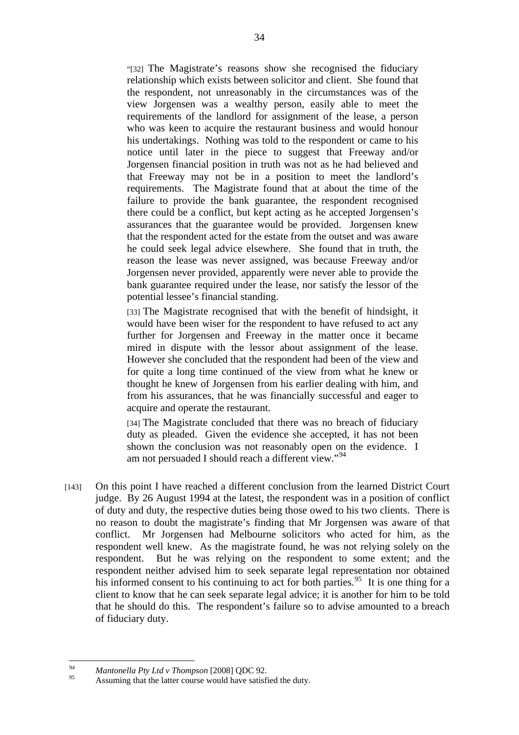> "[32] The Magistrate's reasons show she recognised the fiduciary relationship which exists between solicitor and client. She found that the respondent, not unreasonably in the circumstances was of the view Jorgensen was a wealthy person, easily able to meet the requirements of the landlord for assignment of the lease, a person who was keen to acquire the restaurant business and would honour his undertakings. Nothing was told to the respondent or came to his notice until later in the piece to suggest that Freeway and/or Jorgensen financial position in truth was not as he had believed and that Freeway may not be in a position to meet the landlord's requirements. The Magistrate found that at about the time of the failure to provide the bank guarantee, the respondent recognised there could be a conflict, but kept acting as he accepted Jorgensen's assurances that the guarantee would be provided. Jorgensen knew that the respondent acted for the estate from the outset and was aware he could seek legal advice elsewhere. She found that in truth, the reason the lease was never assigned, was because Freeway and/or Jorgensen never provided, apparently were never able to provide the bank guarantee required under the lease, nor satisfy the lessor of the potential lessee's financial standing.
>
> [33] The Magistrate recognised that with the benefit of hindsight, it would have been wiser for the respondent to have refused to act any further for Jorgensen and Freeway in the matter once it became mired in dispute with the lessor about assignment of the lease. However she concluded that the respondent had been of the view and for quite a long time continued of the view from what he knew or thought he knew of Jorgensen from his earlier dealing with him, and from his assurances, that he was financially successful and eager to acquire and operate the restaurant.
>
> [34] The Magistrate concluded that there was no breach of fiduciary duty as pleaded. Given the evidence she accepted, it has not been shown the conclusion was not reasonably open on the evidence. I am not persuaded I should reach a different view."[94]

[143] On this point I have reached a different conclusion from the learned District Court judge. By 26 August 1994 at the latest, the respondent was in a position of conflict of duty and duty, the respective duties being those owed to his two clients. There is no reason to doubt the magistrate's finding that Mr Jorgensen was aware of that conflict. Mr Jorgensen had Melbourne solicitors who acted for him, as the respondent well knew. As the magistrate found, he was not relying solely on the respondent. But he was relying on the respondent to some extent; and the respondent neither advised him to seek separate legal representation nor obtained his informed consent to his continuing to act for both parties.[95] It is one thing for a client to know that he can seek separate legal advice; it is another for him to be told that he should do this. The respondent's failure so to advise amounted to a breach of fiduciary duty.

---

[94] *Mantonella Pty Ltd v Thompson* [2008] QDC 92.

[95] Assuming that the latter course would have satisfied the duty.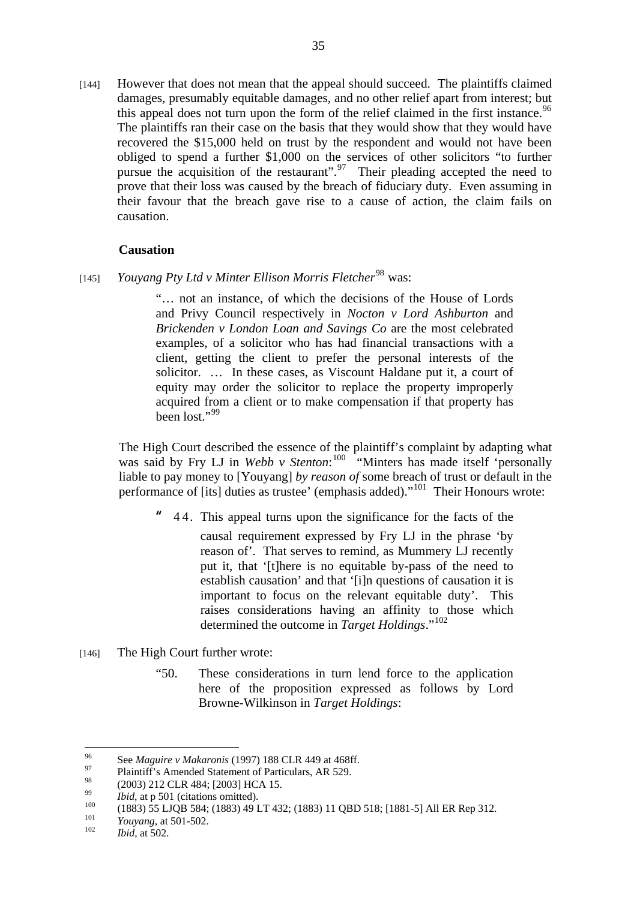[144] However that does not mean that the appeal should succeed. The plaintiffs claimed damages, presumably equitable damages, and no other relief apart from interest; but this appeal does not turn upon the form of the relief claimed in the first instance.[96] The plaintiffs ran their case on the basis that they would show that they would have recovered the $15,000 held on trust by the respondent and would not have been obliged to spend a further $1,000 on the services of other solicitors "to further pursue the acquisition of the restaurant".[97] Their pleading accepted the need to prove that their loss was caused by the breach of fiduciary duty. Even assuming in their favour that the breach gave rise to a cause of action, the claim fails on causation.

**Causation**

[145] *Youyang Pty Ltd v Minter Ellison Morris Fletcher*[98] was:

> "… not an instance, of which the decisions of the House of Lords and Privy Council respectively in *Nocton v Lord Ashburton* and *Brickenden v London Loan and Savings Co* are the most celebrated examples, of a solicitor who has had financial transactions with a client, getting the client to prefer the personal interests of the solicitor. … In these cases, as Viscount Haldane put it, a court of equity may order the solicitor to replace the property improperly acquired from a client or to make compensation if that property has been lost."[99]

The High Court described the essence of the plaintiff's complaint by adapting what was said by Fry LJ in *Webb v Stenton*:[100] "Minters has made itself 'personally liable to pay money to [Youyang] *by reason of* some breach of trust or default in the performance of [its] duties as trustee' (emphasis added)."[101] Their Honours wrote:

> "44. This appeal turns upon the significance for the facts of the causal requirement expressed by Fry LJ in the phrase 'by reason of'. That serves to remind, as Mummery LJ recently put it, that '[t]here is no equitable by-pass of the need to establish causation' and that '[i]n questions of causation it is important to focus on the relevant equitable duty'. This raises considerations having an affinity to those which determined the outcome in *Target Holdings*."[102]

[146] The High Court further wrote:

> "50. These considerations in turn lend force to the application here of the proposition expressed as follows by Lord Browne-Wilkinson in *Target Holdings*:

---

[96] See *Maguire v Makaronis* (1997) 188 CLR 449 at 468ff.

[97] Plaintiff's Amended Statement of Particulars, AR 529.

[98] (2003) 212 CLR 484; [2003] HCA 15.

[99] *Ibid*, at p 501 (citations omitted).

[100] (1883) 55 LJQB 584; (1883) 49 LT 432; (1883) 11 QBD 518; [1881-5] All ER Rep 312.

[101] *Youyang*, at 501-502.

[102] *Ibid*, at 502.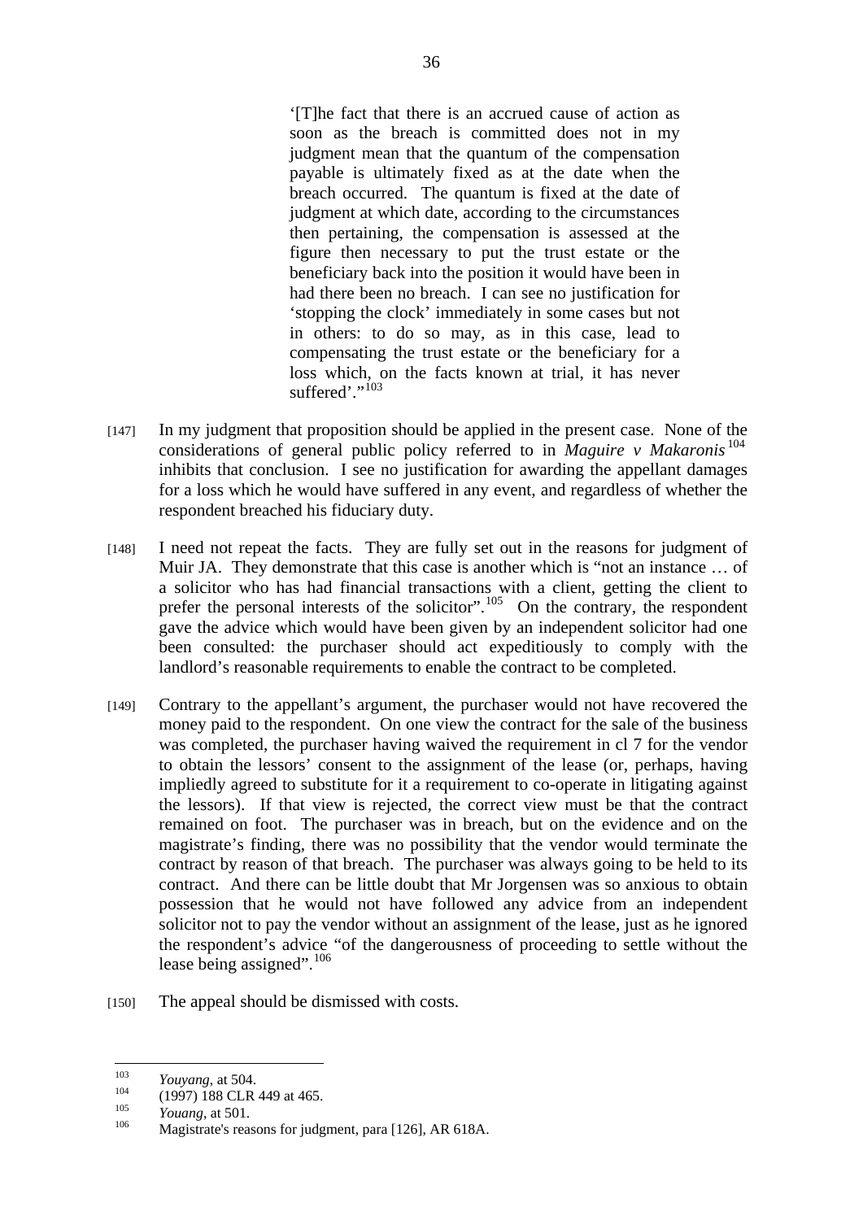> '[T]he fact that there is an accrued cause of action as soon as the breach is committed does not in my judgment mean that the quantum of the compensation payable is ultimately fixed as at the date when the breach occurred. The quantum is fixed at the date of judgment at which date, according to the circumstances then pertaining, the compensation is assessed at the figure then necessary to put the trust estate or the beneficiary back into the position it would have been in had there been no breach. I can see no justification for 'stopping the clock' immediately in some cases but not in others: to do so may, as in this case, lead to compensating the trust estate or the beneficiary for a loss which, on the facts known at trial, it has never suffered'."[103]

[147] In my judgment that proposition should be applied in the present case. None of the considerations of general public policy referred to in *Maguire v Makaronis*[104] inhibits that conclusion. I see no justification for awarding the appellant damages for a loss which he would have suffered in any event, and regardless of whether the respondent breached his fiduciary duty.

[148] I need not repeat the facts. They are fully set out in the reasons for judgment of Muir JA. They demonstrate that this case is another which is "not an instance … of a solicitor who has had financial transactions with a client, getting the client to prefer the personal interests of the solicitor".[105] On the contrary, the respondent gave the advice which would have been given by an independent solicitor had one been consulted: the purchaser should act expeditiously to comply with the landlord's reasonable requirements to enable the contract to be completed.

[149] Contrary to the appellant's argument, the purchaser would not have recovered the money paid to the respondent. On one view the contract for the sale of the business was completed, the purchaser having waived the requirement in cl 7 for the vendor to obtain the lessors' consent to the assignment of the lease (or, perhaps, having impliedly agreed to substitute for it a requirement to co-operate in litigating against the lessors). If that view is rejected, the correct view must be that the contract remained on foot. The purchaser was in breach, but on the evidence and on the magistrate's finding, there was no possibility that the vendor would terminate the contract by reason of that breach. The purchaser was always going to be held to its contract. And there can be little doubt that Mr Jorgensen was so anxious to obtain possession that he would not have followed any advice from an independent solicitor not to pay the vendor without an assignment of the lease, just as he ignored the respondent's advice "of the dangerousness of proceeding to settle without the lease being assigned".[106]

[150] The appeal should be dismissed with costs.

---

[103] *Youyang*, at 504.

[104] (1997) 188 CLR 449 at 465.

[105] *Youang*, at 501.

[106] Magistrate's reasons for judgment, para [126], AR 618A.